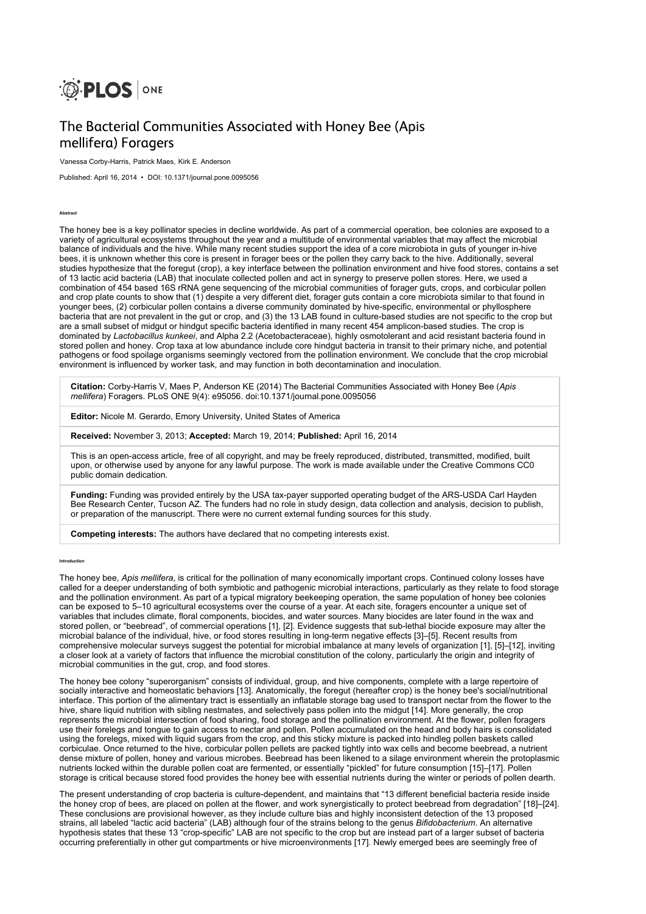PLOS ONE

# The Bacterial Communities Associated with Honey Bee (*Apis mellifera*) Foragers

Vanessa Corby-Harris, Patrick Maes, Kirk E. Anderson

Published: April 16, 2014 • DOI: 10.1371/journal.pone.0095056

## Abstract

The honey bee is a key pollinator species in decline worldwide. As part of a commercial operation, bee colonies are exposed to a variety of agricultural ecosystems throughout the year and a multitude of environmental variables that may affect the microbial balance of individuals and the hive. While many recent studies support the idea of a core microbiota in guts of younger in-hive bees, it is unknown whether this core is present in forager bees or the pollen they carry back to the hive. Additionally, several studies hypothesize that the foregut (crop), a key interface between the pollination environment and hive food stores, contains a set of 13 lactic acid bacteria (LAB) that inoculate collected pollen and act in synergy to preserve pollen stores. Here, we used a combination of 454 based 16S rRNA gene sequencing of the microbial communities of forager guts, crops, and corbicular pollen and crop plate counts to show that (1) despite a very different diet, forager guts contain a core microbiota similar to that found in younger bees, (2) corbicular pollen contains a diverse community dominated by hive-specific, environmental or phyllosphere bacteria that are not prevalent in the gut or crop, and (3) the 13 LAB found in culture-based studies are not specific to the crop but are a small subset of midgut or hindgut specific bacteria identified in many recent 454 amplicon-based studies. The crop is dominated by *Lactobacillus kunkeei*, and Alpha 2.2 (Acetobacteraceae), highly osmotolerant and acid resistant bacteria found in stored pollen and honey. Crop taxa at low abundance include core hindgut bacteria in transit to their primary niche, and potential pathogens or food spoilage organisms seemingly vectored from the pollination environment. We conclude that the crop microbial environment is influenced by worker task, and may function in both decontamination and inoculation.

**Citation:** Corby-Harris V, Maes P, Anderson KE (2014) The Bacterial Communities Associated with Honey Bee (*Apis mellifera*) Foragers. PLoS ONE 9(4): e95056. doi:10.1371/journal.pone.0095056

**Editor:** Nicole M. Gerardo, Emory University, United States of America

**Received:** November 3, 2013; **Accepted:** March 19, 2014; **Published:** April 16, 2014

This is an open-access article, free of all copyright, and may be freely reproduced, distributed, transmitted, modified, built upon, or otherwise used by anyone for any lawful purpose. The work is made available under the Creative Commons CC0 public domain dedication.

**Funding:** Funding was provided entirely by the USA tax-payer supported operating budget of the ARS-USDA Carl Hayden Bee Research Center, Tucson AZ. The funders had no role in study design, data collection and analysis, decision to publish, or preparation of the manuscript. There were no current external funding sources for this study.

**Competing interests:** The authors have declared that no competing interests exist.

## Introduction

The honey bee, *Apis mellifera*, is critical for the pollination of many economically important crops. Continued colony losses have called for a deeper understanding of both symbiotic and pathogenic microbial interactions, particularly as they relate to food storage and the pollination environment. As part of a typical migratory beekeeping operation, the same population of honey bee colonies can be exposed to 5–10 agricultural ecosystems over the course of a year. At each site, foragers encounter a unique set of variables that includes climate, floral components, biocides, and water sources. Many biocides are later found in the wax and stored pollen, or "beebread", of commercial operations [1], [2]. Evidence suggests that sub-lethal biocide exposure may alter the microbial balance of the individual, hive, or food stores resulting in long-term negative effects [3]–[5]. Recent results from comprehensive molecular surveys suggest the potential for microbial imbalance at many levels of organization [1], [5]–[12], inviting a closer look at a variety of factors that influence the microbial constitution of the colony, particularly the origin and integrity of microbial communities in the gut, crop, and food stores.

The honey bee colony "superorganism" consists of individual, group, and hive components, complete with a large repertoire of socially interactive and homeostatic behaviors [13]. Anatomically, the foregut (hereafter crop) is the honey bee's social/nutritional interface. This portion of the alimentary tract is essentially an inflatable storage bag used to transport nectar from the flower to the hive, share liquid nutrition with sibling nestmates, and selectively pass pollen into the midgut [14]. More generally, the crop represents the microbial intersection of food sharing, food storage and the pollination environment. At the flower, pollen foragers use their forelegs and tongue to gain access to nectar and pollen. Pollen accumulated on the head and body hairs is consolidated using the forelegs, mixed with liquid sugars from the crop, and this sticky mixture is packed into hindleg pollen baskets called corbiculae. Once returned to the hive, corbicular pollen pellets are packed tightly into wax cells and become beebread, a nutrient dense mixture of pollen, honey and various microbes. Beebread has been likened to a silage environment wherein the protoplasmic nutrients locked within the durable pollen coat are fermented, or essentially "pickled" for future consumption [15]–[17]. Pollen storage is critical because stored food provides the honey bee with essential nutrients during the winter or periods of pollen dearth.

The present understanding of crop bacteria is culture-dependent, and maintains that "13 different beneficial bacteria reside inside the honey crop of bees, are placed on pollen at the flower, and work synergistically to protect beebread from degradation" [18]–[24]. These conclusions are provisional however, as they include culture bias and highly inconsistent detection of the 13 proposed strains, all labeled "lactic acid bacteria" (LAB) although four of the strains belong to the genus *Bifidobacterium*. An alternative hypothesis states that these 13 "crop-specific" LAB are not specific to the crop but are instead part of a larger subset of bacteria occurring preferentially in other gut compartments or hive microenvironments [17]. Newly emerged bees are seemingly free of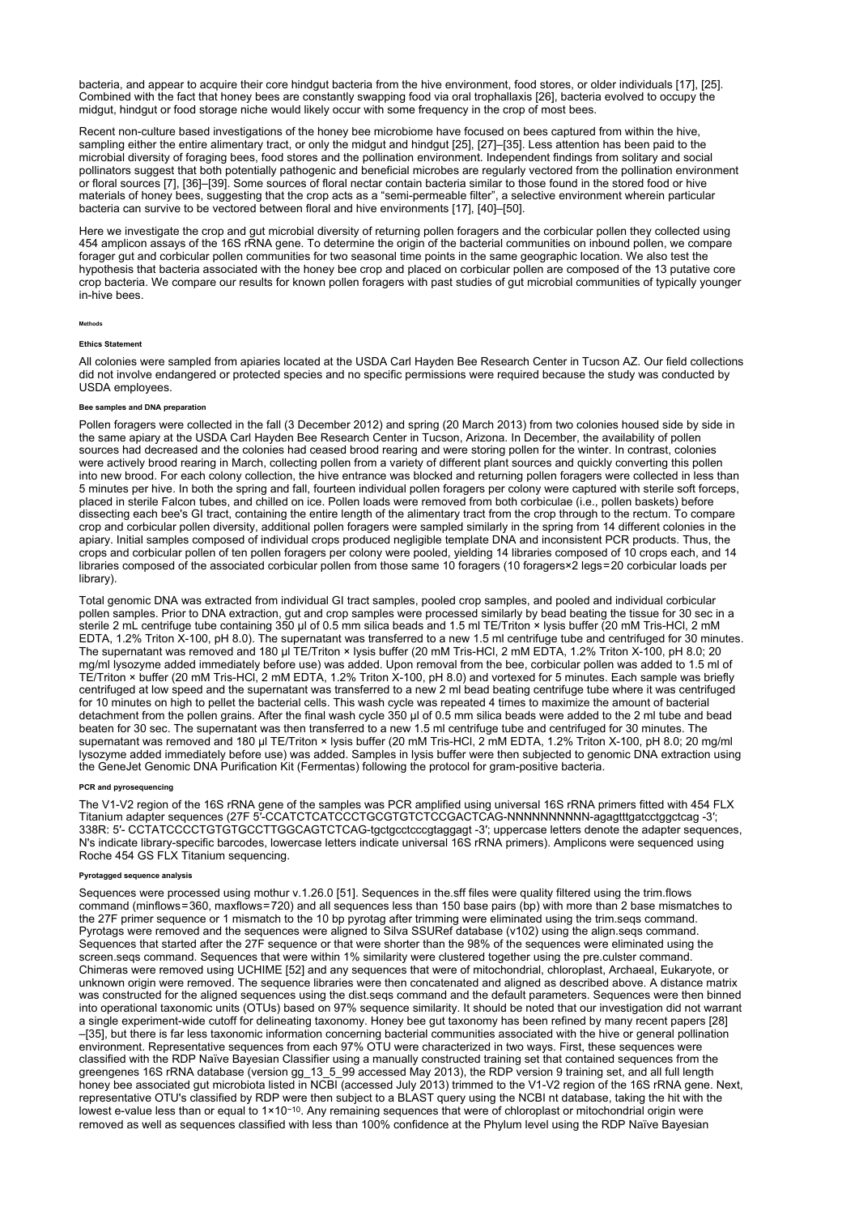bacteria, and appear to acquire their core hindgut bacteria from the hive environment, food stores, or older individuals [17], [25]. Combined with the fact that honey bees are constantly swapping food via oral trophallaxis [26], bacteria evolved to occupy the midgut, hindgut or food storage niche would likely occur with some frequency in the crop of most bees.

Recent non-culture based investigations of the honey bee microbiome have focused on bees captured from within the hive, sampling either the entire alimentary tract, or only the midgut and hindgut [25], [27]–[35]. Less attention has been paid to the microbial diversity of foraging bees, food stores and the pollination environment. Independent findings from solitary and social pollinators suggest that both potentially pathogenic and beneficial microbes are regularly vectored from the pollination environment or floral sources [7], [36]–[39]. Some sources of floral nectar contain bacteria similar to those found in the stored food or hive materials of honey bees, suggesting that the crop acts as a "semi-permeable filter", a selective environment wherein particular bacteria can survive to be vectored between floral and hive environments [17], [40]–[50].

Here we investigate the crop and gut microbial diversity of returning pollen foragers and the corbicular pollen they collected using 454 amplicon assays of the 16S rRNA gene. To determine the origin of the bacterial communities on inbound pollen, we compare forager gut and corbicular pollen communities for two seasonal time points in the same geographic location. We also test the hypothesis that bacteria associated with the honey bee crop and placed on corbicular pollen are composed of the 13 putative core crop bacteria. We compare our results for known pollen foragers with past studies of gut microbial communities of typically younger in-hive bees.

## Methods

### Ethics Statement

All colonies were sampled from apiaries located at the USDA Carl Hayden Bee Research Center in Tucson AZ. Our field collections did not involve endangered or protected species and no specific permissions were required because the study was conducted by USDA employees.

### Bee samples and DNA preparation

Pollen foragers were collected in the fall (3 December 2012) and spring (20 March 2013) from two colonies housed side by side in the same apiary at the USDA Carl Hayden Bee Research Center in Tucson, Arizona. In December, the availability of pollen sources had decreased and the colonies had ceased brood rearing and were storing pollen for the winter. In contrast, colonies were actively brood rearing in March, collecting pollen from a variety of different plant sources and quickly converting this pollen into new brood. For each colony collection, the hive entrance was blocked and returning pollen foragers were collected in less than 5 minutes per hive. In both the spring and fall, fourteen individual pollen foragers per colony were captured with sterile soft forceps, placed in sterile Falcon tubes, and chilled on ice. Pollen loads were removed from both corbiculae (i.e., pollen baskets) before dissecting each bee's GI tract, containing the entire length of the alimentary tract from the crop through to the rectum. To compare crop and corbicular pollen diversity, additional pollen foragers were sampled similarly in the spring from 14 different colonies in the apiary. Initial samples composed of individual crops produced negligible template DNA and inconsistent PCR products. Thus, the crops and corbicular pollen of ten pollen foragers per colony were pooled, yielding 14 libraries composed of 10 crops each, and 14 libraries composed of the associated corbicular pollen from those same 10 foragers (10 foragers×2 legs = 20 corbicular loads per library).

Total genomic DNA was extracted from individual GI tract samples, pooled crop samples, and pooled and individual corbicular pollen samples. Prior to DNA extraction, gut and crop samples were processed similarly by bead beating the tissue for 30 sec in a sterile 2 mL centrifuge tube containing 350 µl of 0.5 mm silica beads and 1.5 ml TE/Triton × lysis buffer (20 mM Tris-HCl, 2 mM EDTA, 1.2% Triton X-100, pH 8.0). The supernatant was transferred to a new 1.5 ml centrifuge tube and centrifuged for 30 minutes. The supernatant was removed and 180 µl TE/Triton × lysis buffer (20 mM Tris-HCl, 2 mM EDTA, 1.2% Triton X-100, pH 8.0; 20 mg/ml lysozyme added immediately before use) was added. Upon removal from the bee, corbicular pollen was added to 1.5 ml of TE/Triton × buffer (20 mM Tris-HCl, 2 mM EDTA, 1.2% Triton X-100, pH 8.0) and vortexed for 5 minutes. Each sample was briefly centrifuged at low speed and the supernatant was transferred to a new 2 ml bead beating centrifuge tube where it was centrifuged for 10 minutes on high to pellet the bacterial cells. This wash cycle was repeated 4 times to maximize the amount of bacterial detachment from the pollen grains. After the final wash cycle 350 µl of 0.5 mm silica beads were added to the 2 ml tube and bead beaten for 30 sec. The supernatant was then transferred to a new 1.5 ml centrifuge tube and centrifuged for 30 minutes. The supernatant was removed and 180 µl TE/Triton × lysis buffer (20 mM Tris-HCl, 2 mM EDTA, 1.2% Triton X-100, pH 8.0; 20 mg/ml lysozyme added immediately before use) was added. Samples in lysis buffer were then subjected to genomic DNA extraction using the GeneJet Genomic DNA Purification Kit (Fermentas) following the protocol for gram-positive bacteria.

### PCR and pyrosequencing

The V1-V2 region of the 16S rRNA gene of the samples was PCR amplified using universal 16S rRNA primers fitted with 454 FLX Titanium adapter sequences (27F 5′-CCATCTCATCCCTGCGTGTCTCCGACTCAG-NNNNNNNNNN-agagtttgatcctggctcag -3′; 338R: 5′- CCTATCCCCTGTGTGCCTTGGCAGTCTCAG-tgctgcctcccgtaggagt -3′; uppercase letters denote the adapter sequences, N's indicate library-specific barcodes, lowercase letters indicate universal 16S rRNA primers). Amplicons were sequenced using Roche 454 GS FLX Titanium sequencing.

### Pyrotagged sequence analysis

Sequences were processed using mothur v.1.26.0 [51]. Sequences in the.sff files were quality filtered using the trim.flows command (minflows = 360, maxflows = 720) and all sequences less than 150 base pairs (bp) with more than 2 base mismatches to the 27F primer sequence or 1 mismatch to the 10 bp pyrotag after trimming were eliminated using the trim.seqs command. Pyrotags were removed and the sequences were aligned to Silva SSURef database (v102) using the align.seqs command. Sequences that started after the 27F sequence or that were shorter than the 98% of the sequences were eliminated using the screen.seqs command. Sequences that were within 1% similarity were clustered together using the pre.culster command. Chimeras were removed using UCHIME [52] and any sequences that were of mitochondrial, chloroplast, Archaeal, Eukaryote, or unknown origin were removed. The sequence libraries were then concatenated and aligned as described above. A distance matrix was constructed for the aligned sequences using the dist.seqs command and the default parameters. Sequences were then binned into operational taxonomic units (OTUs) based on 97% sequence similarity. It should be noted that our investigation did not warrant a single experiment-wide cutoff for delineating taxonomy. Honey bee gut taxonomy has been refined by many recent papers [28]–[35], but there is far less taxonomic information concerning bacterial communities associated with the hive or general pollination environment. Representative sequences from each 97% OTU were characterized in two ways. First, these sequences were classified with the RDP Naïve Bayesian Classifier using a manually constructed training set that contained sequences from the greengenes 16S rRNA database (version gg_13_5_99 accessed May 2013), the RDP version 9 training set, and all full length honey bee associated gut microbiota listed in NCBI (accessed July 2013) trimmed to the V1-V2 region of the 16S rRNA gene. Next, representative OTU's classified by RDP were then subject to a BLAST query using the NCBI nt database, taking the hit with the lowest e-value less than or equal to $1\times10^{-10}$. Any remaining sequences that were of chloroplast or mitochondrial origin were removed as well as sequences classified with less than 100% confidence at the Phylum level using the RDP Naïve Bayesian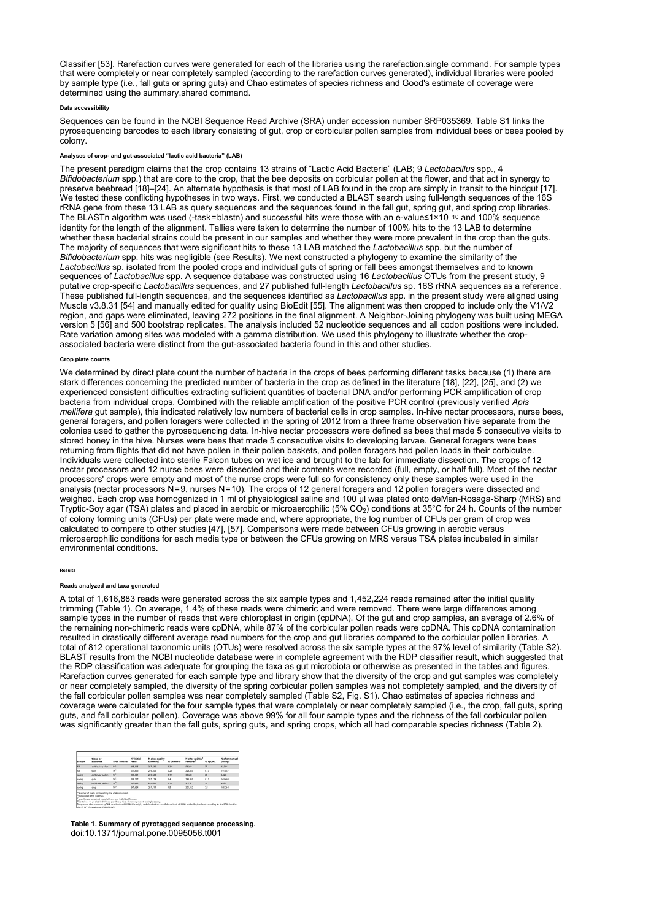Classifier [53]. Rarefaction curves were generated for each of the libraries using the rarefaction.single command. For sample types that were completely or near completely sampled (according to the rarefaction curves generated), individual libraries were pooled by sample type (i.e., fall guts or spring guts) and Chao estimates of species richness and Good's estimate of coverage were determined using the summary.shared command.

#### Data accessibility

Sequences can be found in the NCBI Sequence Read Archive (SRA) under accession number SRP035369. Table S1 links the pyrosequencing barcodes to each library consisting of gut, crop or corbicular pollen samples from individual bees or bees pooled by colony.

#### Analyses of crop- and gut-associated "lactic acid bacteria" (LAB)

The present paradigm claims that the crop contains 13 strains of "Lactic Acid Bacteria" (LAB; 9 *Lactobacillus* spp., 4 *Bifidobacterium* spp.) that are core to the crop, that the bee deposits on corbicular pollen at the flower, and that act in synergy to preserve beebread [18]–[24]. An alternate hypothesis is that most of LAB found in the crop are simply in transit to the hindgut [17]. We tested these conflicting hypotheses in two ways. First, we conducted a BLAST search using full-length sequences of the 16S rRNA gene from these 13 LAB as query sequences and the sequences found in the fall gut, spring gut, and spring crop libraries. The BLASTn algorithm was used (-task = blastn) and successful hits were those with an e-value≤$1\times10^{-10}$ and 100% sequence identity for the length of the alignment. Tallies were taken to determine the number of 100% hits to the 13 LAB to determine whether these bacterial strains could be present in our samples and whether they were more prevalent in the crop than the guts. The majority of sequences that were significant hits to these 13 LAB matched the *Lactobacillus* spp. but the number of *Bifidobacterium* spp. hits was negligible (see Results). We next constructed a phylogeny to examine the similarity of the *Lactobacillus* sp. isolated from the pooled crops and individual guts of spring or fall bees amongst themselves and to known sequences of *Lactobacillus* spp. A sequence database was constructed using 16 *Lactobacillus* OTUs from the present study, 9 putative crop-specific *Lactobacillus* sequences, and 27 published full-length *Lactobacillus* sp. 16S rRNA sequences as a reference. These published full-length sequences, and the sequences identified as *Lactobacillus* spp. in the present study were aligned using Muscle v3.8.31 [54] and manually edited for quality using BioEdit [55]. The alignment was then cropped to include only the V1/V2 region, and gaps were eliminated, leaving 272 positions in the final alignment. A Neighbor-Joining phylogeny was built using MEGA version 5 [56] and 500 bootstrap replicates. The analysis included 52 nucleotide sequences and all codon positions were included. Rate variation among sites was modeled with a gamma distribution. We used this phylogeny to illustrate whether the crop-associated bacteria were distinct from the gut-associated bacteria found in this and other studies.

#### Crop plate counts

We determined by direct plate count the number of bacteria in the crops of bees performing different tasks because (1) there are stark differences concerning the predicted number of bacteria in the crop as defined in the literature [18], [22], [25], and (2) we experienced consistent difficulties extracting sufficient quantities of bacterial DNA and/or performing PCR amplification of crop bacteria from individual crops. Combined with the reliable amplification of the positive PCR control (previously verified *Apis mellifera* gut sample), this indicated relatively low numbers of bacterial cells in crop samples. In-hive nectar processors, nurse bees, general foragers, and pollen foragers were collected in the spring of 2012 from a three frame observation hive separate from the colonies used to gather the pyrosequencing data. In-hive nectar processors were defined as bees that made 5 consecutive visits to stored honey in the hive. Nurses were bees that made 5 consecutive visits to developing larvae. General foragers were bees returning from flights that did not have pollen in their pollen baskets, and pollen foragers had pollen loads in their corbiculae. Individuals were collected into sterile Falcon tubes on wet ice and brought to the lab for immediate dissection. The crops of 12 nectar processors and 12 nurse bees were dissected and their contents were recorded (full, empty, or half full). Most of the nectar processors' crops were empty and most of the nurse crops were full so for consistency only these samples were used in the analysis (nectar processors N = 9, nurses N = 10). The crops of 12 general foragers and 12 pollen foragers were dissected and weighed. Each crop was homogenized in 1 ml of physiological saline and 100 µl was plated onto deMan-Rosaga-Sharp (MRS) and Tryptic-Soy agar (TSA) plates and placed in aerobic or microaerophilic (5% $CO_2$) conditions at 35°C for 24 h. Counts of the number of colony forming units (CFUs) per plate were made and, where appropriate, the log number of CFUs per gram of crop was calculated to compare to other studies [47], [57]. Comparisons were made between CFUs growing in aerobic versus microaerophilic conditions for each media type or between the CFUs growing on MRS versus TSA plates incubated in similar environmental conditions.

### Results

#### Reads analyzed and taxa generated

A total of 1,616,883 reads were generated across the six sample types and 1,452,224 reads remained after the initial quality trimming (Table 1). On average, 1.4% of these reads were chimeric and were removed. There were large differences among sample types in the number of reads that were chloroplast in origin (cpDNA). Of the gut and crop samples, an average of 2.6% of the remaining non-chimeric reads were cpDNA, while 87% of the corbicular pollen reads were cpDNA. This cpDNA contamination resulted in drastically different average read numbers for the crop and gut libraries compared to the corbicular pollen libraries. A total of 812 operational taxonomic units (OTUs) were resolved across the six sample types at the 97% level of similarity (Table S2). BLAST results from the NCBI nucleotide database were in complete agreement with the RDP classifier result, which suggested that the RDP classification was adequate for grouping the taxa as gut microbiota or otherwise as presented in the tables and figures. Rarefaction curves generated for each sample type and library show that the diversity of the crop and gut samples was completely or near completely sampled, the diversity of the spring corbicular pollen samples was not completely sampled, and the diversity of the fall corbicular pollen samples was near completely sampled (Table S2, Fig. S1). Chao estimates of species richness and coverage were calculated for the four sample types that were completely or near completely sampled (i.e., the crop, fall guts, spring guts, and fall corbicular pollen). Coverage was above 99% for all four sample types and the richness of the fall corbicular pollen was significantly greater than the fall guts, spring guts, and spring crops, which all had comparable species richness (Table 2).

| season | tissue or substrate | Total libraries | N[a] initial reads | N after quality trimming | % chimeras | N after cpDNA[b] removed | % cpDNA | N after manual culling[e] |
|---|---|---|---|---|---|---|---|---|
| fall | corbicular pollen | 10[c] | 265,365 | 217,833 | 0.35 | 28,019 | 77 | 22,888 |
| fall | guts | 14[c] | 271,456 | 229,033 | 0.24 | 224,369 | 0.17 | 191,837 |
| spring | corbicular pollen | 16[c] | 286,311 | 276,120 | 0.72 | 30,480 | 89 | 5,428 |
| spring | guts | 10[d] | 290,757 | 267,124 | 6.4 | 246,890 | 0.11 | 165,468 |
| spring | corbicular pollen | 10[d] | 265,320 | 218,645 | 0.13 | 8,173 | 96 | 6,073 |
| spring | crop | 10[d] | 267,624 | 221,111 | 1.5 | 201,122 | 7.5 | 195,264 |

[a]Number of reads produced by the 454 instrument.
[b]Chloroplast DNA (cpDNA).
[c]Each library contained material from one individual forager.
[d]Contained 10 pooled individuals per library. Each library represents a single colony.
[e]Sequences that were non cpDNA or mitochondrial DNA in origin, and classified at a confidence level of 100% at the Phylum level according to the RDP classifier.
doi:10.1371/journal.pone.0095056.t001

**Table 1. Summary of pyrotagged sequence processing.**
doi:10.1371/journal.pone.0095056.t001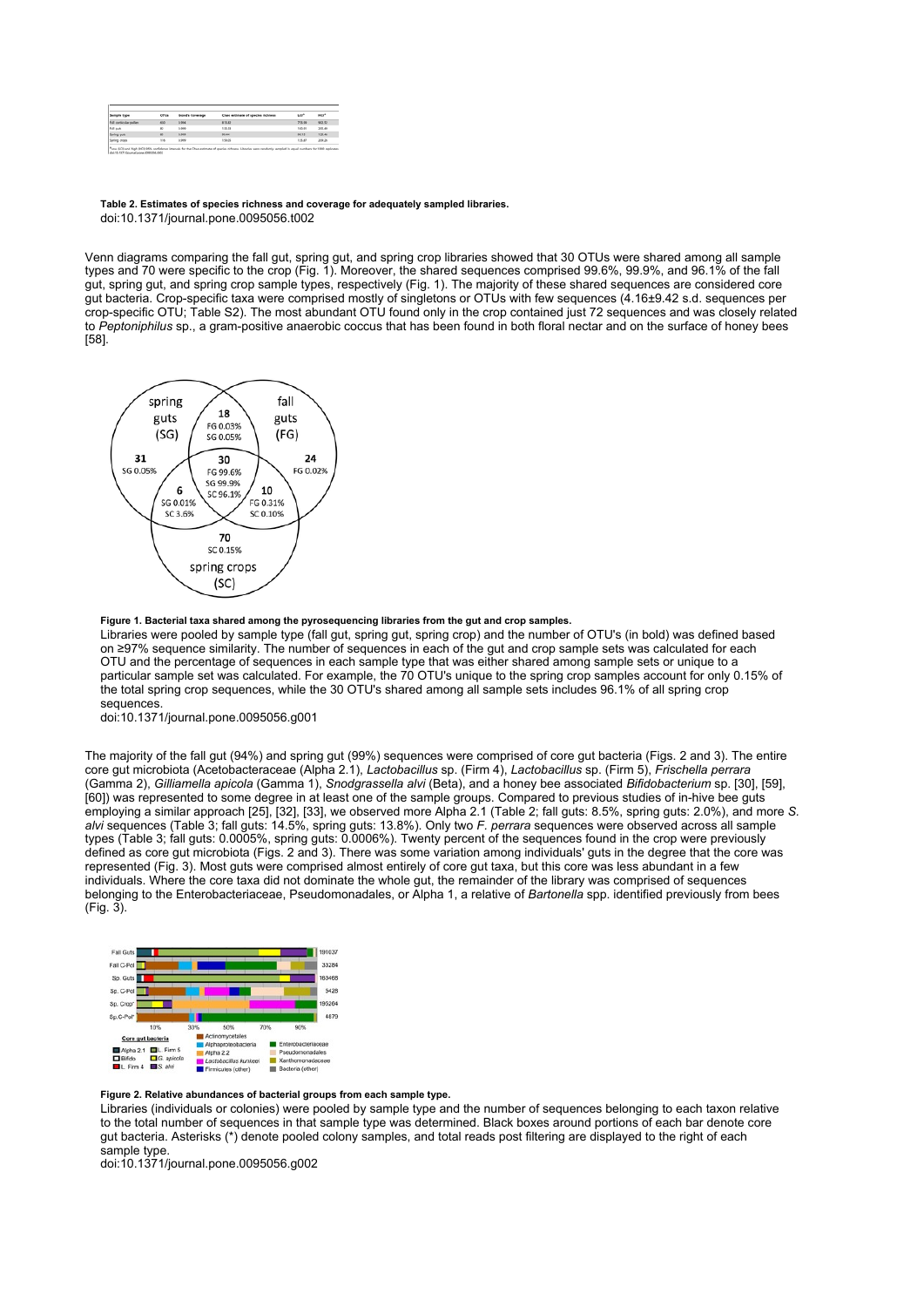| Sample type | OTUs | Good's coverage | Chao estimate of species richness | LCI* | HCI* |
|---|---|---|---|---|---|
| Fall corbicula pollen | 650 | 0.996 | 815.83 | 770.58 | 903.32 |
| Fall gut | 80 | 0.999 | 133.33 | 100.01 | 205.48 |
| Spring gut | 80 | 0.999 | 94.44 | 84.12 | 125.46 |
| Spring crops | 118 | 0.999 | 159.25 | 135.87 | 209.28 |

*Low (LCI) and High (HCI) 95% confidence intervals for the Chao estimate of species richness. Libraries were randomly sampled to equal numbers for OTU analyses.
doi:10.1371/journal.pone.0095056.t002

**Table 2. Estimates of species richness and coverage for adequately sampled libraries.**
doi:10.1371/journal.pone.0095056.t002

Venn diagrams comparing the fall gut, spring gut, and spring crop libraries showed that 30 OTUs were shared among all sample types and 70 were specific to the crop (Fig. 1). Moreover, the shared sequences comprised 99.6%, 99.9%, and 96.1% of the fall gut, spring gut, and spring crop sample types, respectively (Fig. 1). The majority of these shared sequences are considered core gut bacteria. Crop-specific taxa were comprised mostly of singletons or OTUs with few sequences (4.16±9.42 s.d. sequences per crop-specific OTU; Table S2). The most abundant OTU found only in the crop contained just 72 sequences and was closely related to *Peptoniphilus* sp., a gram-positive anaerobic coccus that has been found in both floral nectar and on the surface of honey bees [58].

**Figure 1. Bacterial taxa shared among the pyrosequencing libraries from the gut and crop samples.**
Libraries were pooled by sample type (fall gut, spring gut, spring crop) and the number of OTU's (in bold) was defined based on ≥97% sequence similarity. The number of sequences in each of the gut and crop sample sets was calculated for each OTU and the percentage of sequences in each sample type that was either shared among sample sets or unique to a particular sample set was calculated. For example, the 70 OTU's unique to the spring crop samples account for only 0.15% of the total spring crop sequences, while the 30 OTU's shared among all sample sets includes 96.1% of all spring crop sequences.
doi:10.1371/journal.pone.0095056.g001

The majority of the fall gut (94%) and spring gut (99%) sequences were comprised of core gut bacteria (Figs. 2 and 3). The entire core gut microbiota (Acetobacteraceae (Alpha 2.1), *Lactobacillus* sp. (Firm 4), *Lactobacillus* sp. (Firm 5), *Frischella perrara* (Gamma 2), *Gilliamella apicola* (Gamma 1), *Snodgrassella alvi* (Beta), and a honey bee associated *Bifidobacterium* sp. [30], [59], [60]) was represented to some degree in at least one of the sample groups. Compared to previous studies of in-hive bee guts employing a similar approach [25], [32], [33], we observed more Alpha 2.1 (Table 2; fall guts: 8.5%, spring guts: 2.0%), and more *S. alvi* sequences (Table 3; fall guts: 14.5%, spring guts: 13.8%). Only two *F. perrara* sequences were observed across all sample types (Table 3; fall guts: 0.0005%, spring guts: 0.0006%). Twenty percent of the sequences found in the crop were previously defined as core gut microbiota (Figs. 2 and 3). There was some variation among individuals' guts in the degree that the core was represented (Fig. 3). Most guts were comprised almost entirely of core gut taxa, but this core was less abundant in a few individuals. Where the core taxa did not dominate the whole gut, the remainder of the library was comprised of sequences belonging to the Enterobacteriaceae, Pseudomonadales, or Alpha 1, a relative of *Bartonella* spp. identified previously from bees (Fig. 3).

**Figure 2. Relative abundances of bacterial groups from each sample type.**
Libraries (individuals or colonies) were pooled by sample type and the number of sequences belonging to each taxon relative to the total number of sequences in that sample type was determined. Black boxes around portions of each bar denote core gut bacteria. Asterisks (*) denote pooled colony samples, and total reads post filtering are displayed to the right of each sample type.
doi:10.1371/journal.pone.0095056.g002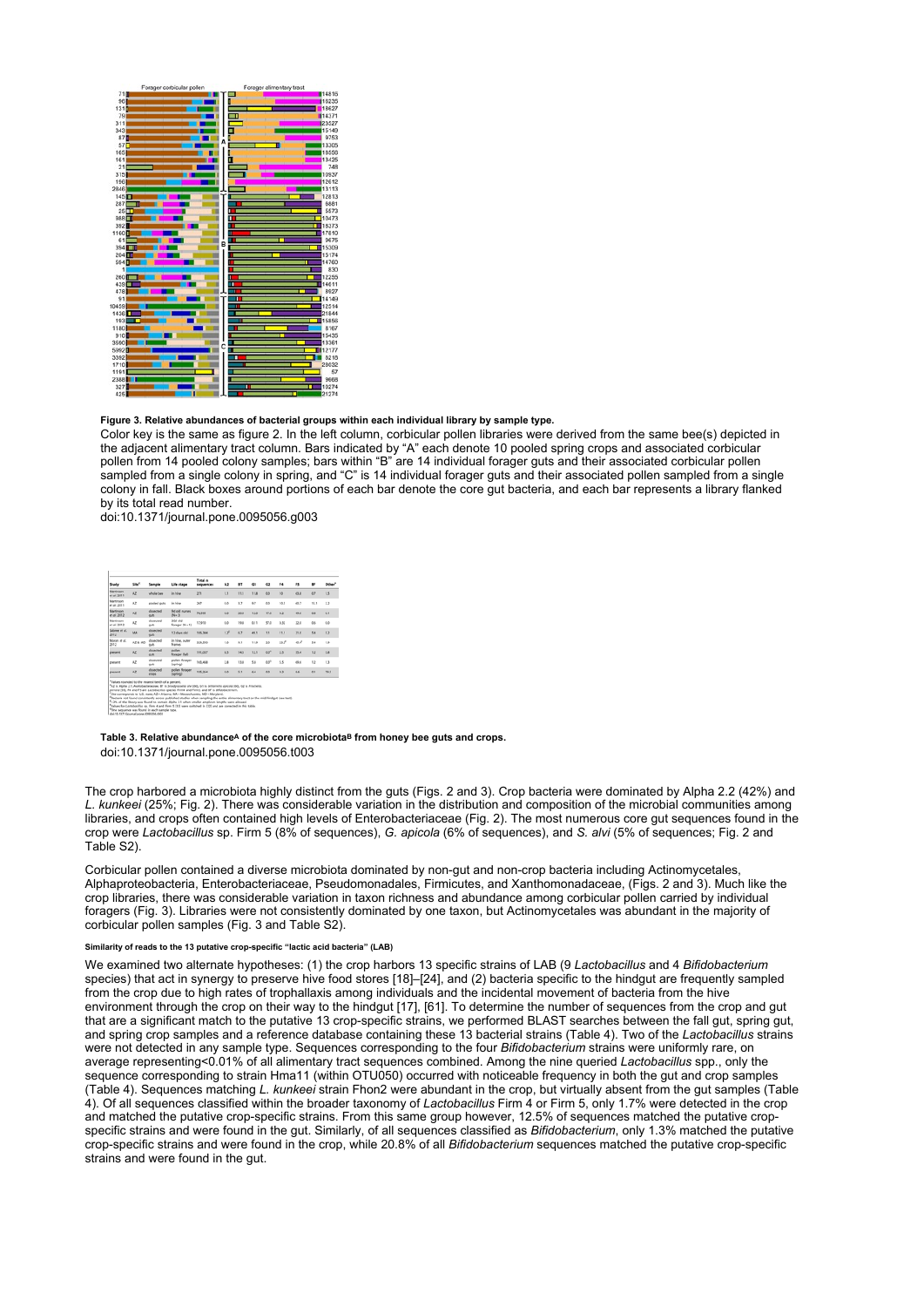**Figure 3. Relative abundances of bacterial groups within each individual library by sample type.**

Color key is the same as figure 2. In the left column, corbicular pollen libraries were derived from the same bee(s) depicted in the adjacent alimentary tract column. Bars indicated by "A" each denote 10 pooled spring crops and associated corbicular pollen from 14 pooled colony samples; bars within "B" are 14 individual forager guts and their associated corbicular pollen sampled from a single colony in spring, and "C" is 14 individual forager guts and their associated pollen sampled from a single colony in fall. Black boxes around portions of each bar denote the core gut bacteria, and each bar represents a library flanked by its total read number.

doi:10.1371/journal.pone.0095056.g003

**Table 3. Relative abundance[A] of the core microbiota[B] from honey bee guts and crops.**

doi:10.1371/journal.pone.0095056.t003

The crop harbored a microbiota highly distinct from the guts (Figs. 2 and 3). Crop bacteria were dominated by Alpha 2.2 (42%) and *L. kunkeei* (25%; Fig. 2). There was considerable variation in the distribution and composition of the microbial communities among libraries, and crops often contained high levels of Enterobacteriaceae (Fig. 2). The most numerous core gut sequences found in the crop were *Lactobacillus* sp. Firm 5 (8% of sequences), *G. apicola* (6% of sequences), and *S. alvi* (5% of sequences; Fig. 2 and Table S2).

Corbicular pollen contained a diverse microbiota dominated by non-gut and non-crop bacteria including Actinomycetales, Alphaproteobacteria, Enterobacteriaceae, Pseudomonadales, Firmicutes, and Xanthomonadaceae, (Figs. 2 and 3). Much like the crop libraries, there was considerable variation in taxon richness and abundance among corbicular pollen carried by individual foragers (Fig. 3). Libraries were not consistently dominated by one taxon, but Actinomycetales was abundant in the majority of corbicular pollen samples (Fig. 3 and Table S2).

#### Similarity of reads to the 13 putative crop-specific "lactic acid bacteria" (LAB)

We examined two alternate hypotheses: (1) the crop harbors 13 specific strains of LAB (9 *Lactobacillus* and 4 *Bifidobacterium* species) that act in synergy to preserve hive food stores [18]–[24], and (2) bacteria specific to the hindgut are frequently sampled from the crop due to high rates of trophallaxis among individuals and the incidental movement of bacteria from the hive environment through the crop on their way to the hindgut [17], [61]. To determine the number of sequences from the crop and gut that are a significant match to the putative 13 crop-specific strains, we performed BLAST searches between the fall gut, spring gut, and spring crop samples and a reference database containing these 13 bacterial strains (Table 4). Two of the *Lactobacillus* strains were not detected in any sample type. Sequences corresponding to the four *Bifidobacterium* strains were uniformly rare, on average representing<0.01% of all alimentary tract sequences combined. Among the nine queried *Lactobacillus* spp., only the sequence corresponding to strain Hma11 (within OTU050) occurred with noticeable frequency in both the gut and crop samples (Table 4). Sequences matching *L. kunkeei* strain Fhon2 were abundant in the crop, but virtually absent from the gut samples (Table 4). Of all sequences classified within the broader taxonomy of *Lactobacillus* Firm 4 or Firm 5, only 1.7% were detected in the crop and matched the putative crop-specific strains. From this same group however, 12.5% of sequences matched the putative crop-specific strains and were found in the gut. Similarly, of all sequences classified as *Bifidobacterium*, only 1.3% matched the putative crop-specific strains and were found in the crop, while 20.8% of all *Bifidobacterium* sequences matched the putative crop-specific strains and were found in the gut.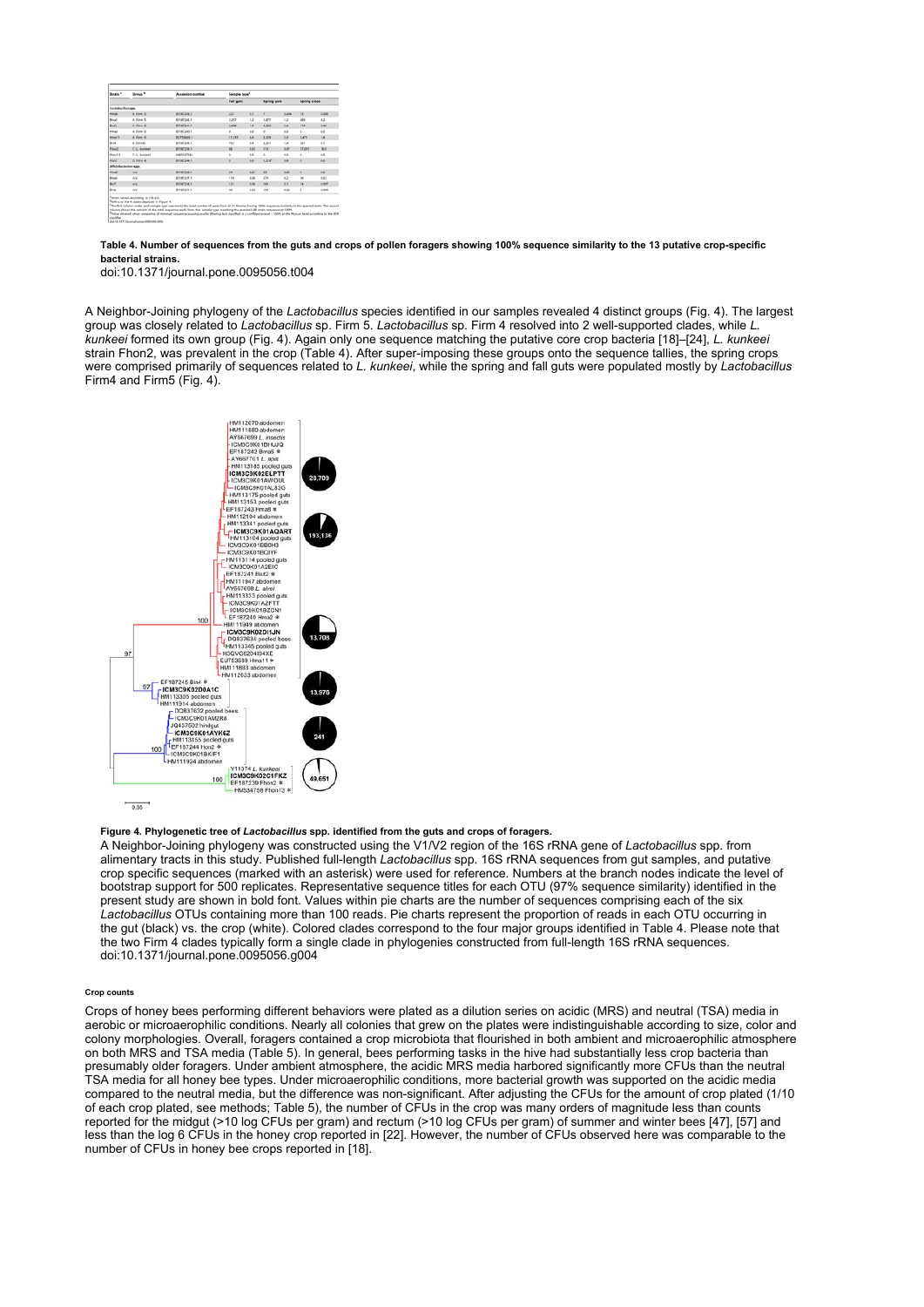**Table 4. Number of sequences from the guts and crops of pollen foragers showing 100% sequence similarity to the 13 putative crop-specific bacterial strains.**

doi:10.1371/journal.pone.0095056.t004

A Neighbor-Joining phylogeny of the *Lactobacillus* species identified in our samples revealed 4 distinct groups (Fig. 4). The largest group was closely related to *Lactobacillus* sp. Firm 5. *Lactobacillus* sp. Firm 4 resolved into 2 well-supported clades, while *L. kunkeei* formed its own group (Fig. 4). Again only one sequence matching the putative core crop bacteria [18]–[24], *L. kunkeei* strain Fhon2, was prevalent in the crop (Table 4). After super-imposing these groups onto the sequence tallies, the spring crops were comprised primarily of sequences related to *L. kunkeei*, while the spring and fall guts were populated mostly by *Lactobacillus* Firm4 and Firm5 (Fig. 4).

**Figure 4. Phylogenetic tree of *Lactobacillus* spp. identified from the guts and crops of foragers.**

A Neighbor-Joining phylogeny was constructed using the V1/V2 region of the 16S rRNA gene of *Lactobacillus* spp. from alimentary tracts in this study. Published full-length *Lactobacillus* spp. 16S rRNA sequences from gut samples, and putative crop specific sequences (marked with an asterisk) were used for reference. Numbers at the branch nodes indicate the level of bootstrap support for 500 replicates. Representative sequence titles for each OTU (97% sequence similarity) identified in the present study are shown in bold font. Values within pie charts are the number of sequences comprising each of the six *Lactobacillus* OTUs containing more than 100 reads. Pie charts represent the proportion of reads in each OTU occurring in the gut (black) vs. the crop (white). Colored clades correspond to the four major groups identified in Table 4. Please note that the two Firm 4 clades typically form a single clade in phylogenies constructed from full-length 16S rRNA sequences.

doi:10.1371/journal.pone.0095056.g004

#### Crop counts

Crops of honey bees performing different behaviors were plated as a dilution series on acidic (MRS) and neutral (TSA) media in aerobic or microaerophilic conditions. Nearly all colonies that grew on the plates were indistinguishable according to size, color and colony morphologies. Overall, foragers contained a crop microbiota that flourished in both ambient and microaerophilic atmosphere on both MRS and TSA media (Table 5). In general, bees performing tasks in the hive had substantially less crop bacteria than presumably older foragers. Under ambient atmosphere, the acidic MRS media harbored significantly more CFUs than the neutral TSA media for all honey bee types. Under microaerophilic conditions, more bacterial growth was supported on the acidic media compared to the neutral media, but the difference was non-significant. After adjusting the CFUs for the amount of crop plated (1/10 of each crop plated, see methods; Table 5), the number of CFUs in the crop was many orders of magnitude less than counts reported for the midgut (>10 log CFUs per gram) and rectum (>10 log CFUs per gram) of summer and winter bees [47], [57] and less than the log 6 CFUs in the honey crop reported in [22]. However, the number of CFUs observed here was comparable to the number of CFUs in honey bee crops reported in [18].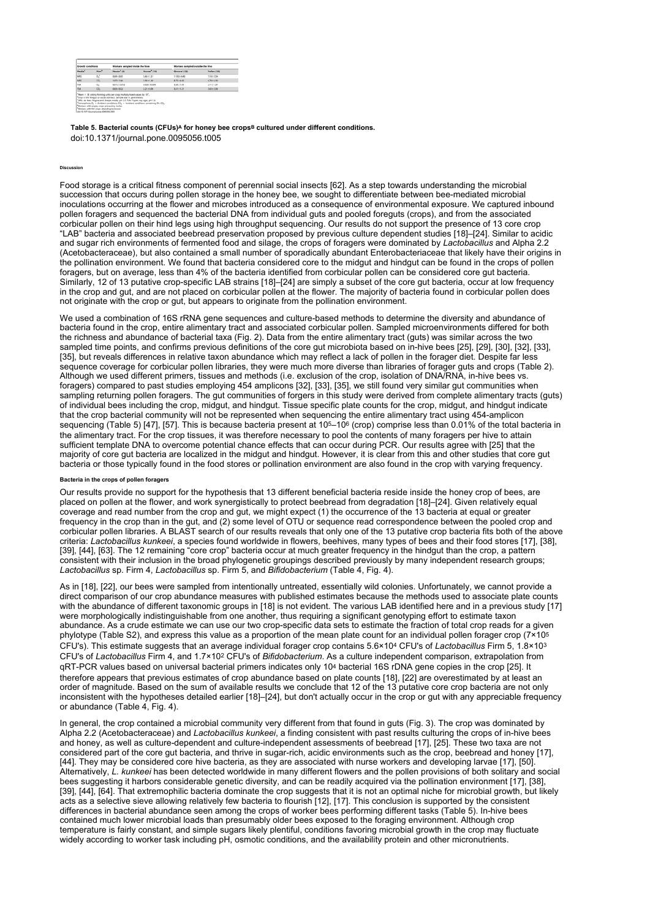| Growth conditions | | Workers sampled inside the hive | | Workers sampled outside the hive | |
|---|---|---|---|---|---|
| Media[c] | Atm[d] | Nurses[e] (10) | Nurses[f] (10) | Nectar (10) | Pollen (10) |
| MRS | $O_2$ | 0.00±0.03 | 2.40±1.31 | 1.15±0.40 | 1.10±1.34 |
| MRS | $CO_2$ | 1.07±1.60 | 3.90±1.40 | 6.70±4.03 | 4.70±1.83 |
| TSA | $O_2$ | 0.01±0.010 | 0.005±0.009 | 0.25±1.43 | 2.1±1.27 |
| TSA | $CO_2$ | 0.63±0.2 | 1.21±1.08 | 3.41±1.21 | 3.63±3.56 |

[a]Mean ± SE colony forming units per crop, multiply listed values by $10^5$.
[b]Crop is the foregut or social stomach; sample size in parentheses.
[c]MRS: de Man, Rogosa and Sharpe media, pH 5.5; TSA: Tryptic soy agar, pH 7.3.
[d]Atmosphere $O_2$ = Ambient conditions, $CO_2$ = Ambient conditions containing 5% $CO_2$.
[e]Workers with empty crops performing inside.
[f]Workers with full crops attending larvae.
doi:10.1371/journal.pone.0095056.t005

**Table 5. Bacterial counts (CFUs)[A] for honey bee crops[B] cultured under different conditions.**
doi:10.1371/journal.pone.0095056.t005

## Discussion

Food storage is a critical fitness component of perennial social insects [62]. As a step towards understanding the microbial succession that occurs during pollen storage in the honey bee, we sought to differentiate between bee-mediated microbial inoculations occurring at the flower and microbes introduced as a consequence of environmental exposure. We captured inbound pollen foragers and sequenced the bacterial DNA from individual guts and pooled foreguts (crops), and from the associated corbicular pollen on their hind legs using high throughput sequencing. Our results do not support the presence of 13 core crop "LAB" bacteria and associated beebread preservation proposed by previous culture dependent studies [18]–[24]. Similar to acidic and sugar rich environments of fermented food and silage, the crops of foragers were dominated by *Lactobacillus* and Alpha 2.2 (Acetobacteraceae), but also contained a small number of sporadically abundant Enterobacteriaceae that likely have their origins in the pollination environment. We found that bacteria considered core to the midgut and hindgut can be found in the crops of pollen foragers, but on average, less than 4% of the bacteria identified from corbicular pollen can be considered core gut bacteria. Similarly, 12 of 13 putative crop-specific LAB strains [18]–[24] are simply a subset of the core gut bacteria, occur at low frequency in the crop and gut, and are not placed on corbicular pollen at the flower. The majority of bacteria found in corbicular pollen does not originate with the crop or gut, but appears to originate from the pollination environment.

We used a combination of 16S rRNA gene sequences and culture-based methods to determine the diversity and abundance of bacteria found in the crop, entire alimentary tract and associated corbicular pollen. Sampled microenvironments differed for both the richness and abundance of bacterial taxa (Fig. 2). Data from the entire alimentary tract (guts) was similar across the two sampled time points, and confirms previous definitions of the core gut microbiota based on in-hive bees [25], [29], [30], [32], [33], [35], but reveals differences in relative taxon abundance which may reflect a lack of pollen in the forager diet. Despite far less sequence coverage for corbicular pollen libraries, they were much more diverse than libraries of forager guts and crops (Table 2). Although we used different primers, tissues and methods (i.e. exclusion of the crop, isolation of DNA/RNA, in-hive bees vs. foragers) compared to past studies employing 454 amplicons [32], [33], [35], we still found very similar gut communities when sampling returning pollen foragers. The gut communities of forgers in this study were derived from complete alimentary tracts (guts) of individual bees including the crop, midgut, and hindgut. Tissue specific plate counts for the crop, midgut, and hindgut indicate that the crop bacterial community will not be represented when sequencing the entire alimentary tract using 454-amplicon sequencing (Table 5) [47], [57]. This is because bacteria present at $10^5$–$10^6$ (crop) comprise less than 0.01% of the total bacteria in the alimentary tract. For the crop tissues, it was therefore necessary to pool the contents of many foragers per hive to attain sufficient template DNA to overcome potential chance effects that can occur during PCR. Our results agree with [25] that the majority of core gut bacteria are localized in the midgut and hindgut. However, it is clear from this and other studies that core gut bacteria or those typically found in the food stores or pollination environment are also found in the crop with varying frequency.

### Bacteria in the crops of pollen foragers

Our results provide no support for the hypothesis that 13 different beneficial bacteria reside inside the honey crop of bees, are placed on pollen at the flower, and work synergistically to protect beebread from degradation [18]–[24]. Given relatively equal coverage and read number from the crop and gut, we might expect (1) the occurrence of the 13 bacteria at equal or greater frequency in the crop than in the gut, and (2) some level of OTU or sequence read correspondence between the pooled crop and corbicular pollen libraries. A BLAST search of our results reveals that only one of the 13 putative crop bacteria fits both of the above criteria: *Lactobacillus kunkeei*, a species found worldwide in flowers, beehives, many types of bees and their food stores [17], [38], [39], [44], [63]. The 12 remaining "core crop" bacteria occur at much greater frequency in the hindgut than the crop, a pattern consistent with their inclusion in the broad phylogenetic groupings described previously by many independent research groups; *Lactobacillus* sp. Firm 4, *Lactobacillus* sp. Firm 5, and *Bifidobacterium* (Table 4, Fig. 4).

As in [18], [22], our bees were sampled from intentionally untreated, essentially wild colonies. Unfortunately, we cannot provide a direct comparison of our crop abundance measures with published estimates because the methods used to associate plate counts with the abundance of different taxonomic groups in [18] is not evident. The various LAB identified here and in a previous study [17] were morphologically indistinguishable from one another, thus requiring a significant genotyping effort to estimate taxon abundance. As a crude estimate we can use our two crop-specific data sets to estimate the fraction of total crop reads for a given phylotype (Table S2), and express this value as a proportion of the mean plate count for an individual pollen forager crop ($7\times10^5$ CFU's). This estimate suggests that an average individual forager crop contains $5.6\times10^4$ CFU's of *Lactobacillus* Firm 5, $1.8\times10^3$ CFU's of *Lactobacillus* Firm 4, and $1.7\times10^2$ CFU's of *Bifidobacterium*. As a culture independent comparison, extrapolation from qRT-PCR values based on universal bacterial primers indicates only $10^4$ bacterial 16S rDNA gene copies in the crop [25]. It therefore appears that previous estimates of crop abundance based on plate counts [18], [22] are overestimated by at least an order of magnitude. Based on the sum of available results we conclude that 12 of the 13 putative core crop bacteria are not only inconsistent with the hypotheses detailed earlier [18]–[24], but don't actually occur in the crop or gut with any appreciable frequency or abundance (Table 4, Fig. 4).

In general, the crop contained a microbial community very different from that found in guts (Fig. 3). The crop was dominated by Alpha 2.2 (Acetobacteraceae) and *Lactobacillus kunkeei*, a finding consistent with past results culturing the crops of in-hive bees and honey, as well as culture-dependent and culture-independent assessments of beebread [17], [25]. These two taxa are not considered part of the core gut bacteria, and thrive in sugar-rich, acidic environments such as the crop, beebread and honey [17], [44]. They may be considered core hive bacteria, as they are associated with nurse workers and developing larvae [17], [50]. Alternatively, *L. kunkeei* has been detected worldwide in many different flowers and the pollen provisions of both solitary and social bees suggesting it harbors considerable genetic diversity, and can be readily acquired via the pollination environment [17], [38], [39], [44], [64]. That extremophilic bacteria dominate the crop suggests that it is not an optimal niche for microbial growth, but likely acts as a selective sieve allowing relatively few bacteria to flourish [12], [17]. This conclusion is supported by the consistent differences in bacterial abundance seen among the crops of worker bees performing different tasks (Table 5). In-hive bees contained much lower microbial loads than presumably older bees exposed to the foraging environment. Although crop temperature is fairly constant, and simple sugars likely plentiful, conditions favoring microbial growth in the crop may fluctuate widely according to worker task including pH, osmotic conditions, and the availability protein and other micronutrients.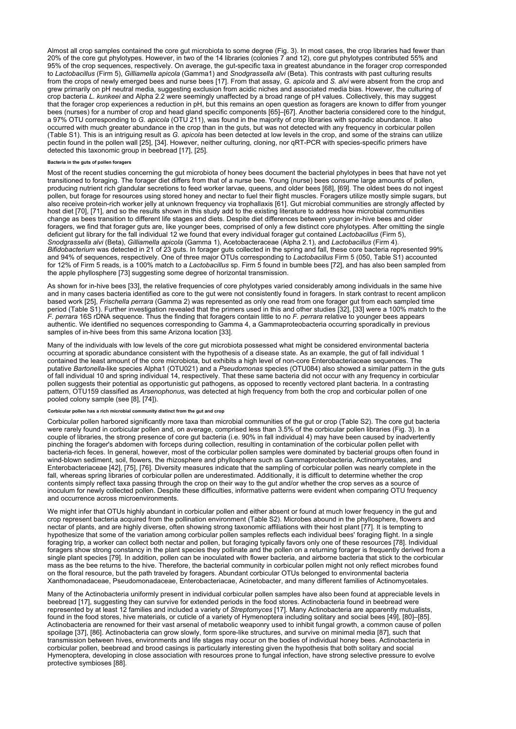Almost all crop samples contained the core gut microbiota to some degree (Fig. 3). In most cases, the crop libraries had fewer than 20% of the core gut phylotypes. However, in two of the 14 libraries (colonies 7 and 12), core gut phylotypes contributed 55% and 95% of the crop sequences, respectively. On average, the gut-specific taxa in greatest abundance in the forager crop corresponded to *Lactobacillus* (Firm 5), *Gilliamella apicola* (Gamma1) and *Snodgrassella alvi* (Beta). This contrasts with past culturing results from the crops of newly emerged bees and nurse bees [17]. From that assay, *G. apicola* and *S. alvi* were absent from the crop and grew primarily on pH neutral media, suggesting exclusion from acidic niches and associated media bias. However, the culturing of crop bacteria *L. kunkeei* and Alpha 2.2 were seemingly unaffected by a broad range of pH values. Collectively, this may suggest that the forager crop experiences a reduction in pH, but this remains an open question as foragers are known to differ from younger bees (nurses) for a number of crop and head gland specific components [65]–[67]. Another bacteria considered core to the hindgut, a 97% OTU corresponding to *G. apicola* (OTU 211), was found in the majority of crop libraries with sporadic abundance. It also occurred with much greater abundance in the crop than in the guts, but was not detected with any frequency in corbicular pollen (Table S1). This is an intriguing result as *G. apicola* has been detected at low levels in the crop, and some of the strains can utilize pectin found in the pollen wall [25], [34]. However, neither culturing, cloning, nor qRT-PCR with species-specific primers have detected this taxonomic group in beebread [17], [25].

###### Bacteria in the guts of pollen foragers

Most of the recent studies concerning the gut microbiota of honey bees document the bacterial phylotypes in bees that have not yet transitioned to foraging. The forager diet differs from that of a nurse bee. Young (nurse) bees consume large amounts of pollen, producing nutrient rich glandular secretions to feed worker larvae, queens, and older bees [68], [69]. The oldest bees do not ingest pollen, but forage for resources using stored honey and nectar to fuel their flight muscles. Foragers utilize mostly simple sugars, but also receive protein-rich worker jelly at unknown frequency via trophallaxis [61]. Gut microbial communities are strongly affected by host diet [70], [71], and so the results shown in this study add to the existing literature to address how microbial communities change as bees transition to different life stages and diets. Despite diet differences between younger in-hive bees and older foragers, we find that forager guts are, like younger bees, comprised of only a few distinct core phylotypes. After omitting the single deficient gut library for the fall individual 12 we found that every individual forager gut contained *Lactobacillus* (Firm 5), *Snodgrassella alvi* (Beta), *Gilliamella apicola* (Gamma 1), Acetobacteraceae (Alpha 2.1), and *Lactobacillus* (Firm 4). *Bifidobacterium* was detected in 21 of 23 guts. In forager guts collected in the spring and fall, these core bacteria represented 99% and 94% of sequences, respectively. One of three major OTUs corresponding to *Lactobacillus* Firm 5 (050, Table S1) accounted for 12% of Firm 5 reads, is a 100% match to a *Lactobacillus* sp. Firm 5 found in bumble bees [72], and has also been sampled from the apple phyllosphere [73] suggesting some degree of horizontal transmission.

As shown for in-hive bees [33], the relative frequencies of core phylotypes varied considerably among individuals in the same hive and in many cases bacteria identified as core to the gut were not consistently found in foragers. In stark contrast to recent amplicon based work [25], *Frischella perrara* (Gamma 2) was represented as only one read from one forager gut from each sampled time period (Table S1). Further investigation revealed that the primers used in this and other studies [32], [33] were a 100% match to the *F. perrara* 16S rDNA sequence. Thus the finding that foragers contain little to no *F. perrara* relative to younger bees appears authentic. We identified no sequences corresponding to Gamma 4, a Gammaproteobacteria occurring sporadically in previous samples of in-hive bees from this same Arizona location [33].

Many of the individuals with low levels of the core gut microbiota possessed what might be considered environmental bacteria occurring at sporadic abundance consistent with the hypothesis of a disease state. As an example, the gut of fall individual 1 contained the least amount of the core microbiota, but exhibits a high level of non-core Enterobacteriaceae sequences. The putative *Bartonella*-like species Alpha1 (OTU021) and a *Pseudomonas* species (OTU084) also showed a similar pattern in the guts of fall individual 10 and spring individual 14, respectively. That these same bacteria did not occur with any frequency in corbicular pollen suggests their potential as opportunistic gut pathogens, as opposed to recently vectored plant bacteria. In a contrasting pattern, OTU159 classified as *Arsenophonus*, was detected at high frequency from both the crop and corbicular pollen of one pooled colony sample (see [8], [74]).

###### Corbicular pollen has a rich microbial community distinct from the gut and crop

Corbicular pollen harbored significantly more taxa than microbial communities of the gut or crop (Table S2). The core gut bacteria were rarely found in corbicular pollen and, on average, comprised less than 3.5% of the corbicular pollen libraries (Fig. 3). In a couple of libraries, the strong presence of core gut bacteria (i.e. 90% in fall individual 4) may have been caused by inadvertently pinching the forager's abdomen with forceps during collection, resulting in contamination of the corbicular pollen pellet with bacteria-rich feces. In general, however, most of the corbicular pollen samples were dominated by bacterial groups often found in wind-blown sediment, soil, flowers, the rhizosphere and phyllosphere such as Gammaproteobacteria, Actinomycetales, and Enterobacteriaceae [42], [75], [76]. Diversity measures indicate that the sampling of corbicular pollen was nearly complete in the fall, whereas spring libraries of corbicular pollen are underestimated. Additionally, it is difficult to determine whether the crop contents simply reflect taxa passing through the crop on their way to the gut and/or whether the crop serves as a source of inoculum for newly collected pollen. Despite these difficulties, informative patterns were evident when comparing OTU frequency and occurrence across microenvironments.

We might infer that OTUs highly abundant in corbicular pollen and either absent or found at much lower frequency in the gut and crop represent bacteria acquired from the pollination environment (Table S2). Microbes abound in the phyllosphere, flowers and nectar of plants, and are highly diverse, often showing strong taxonomic affiliations with their host plant [77]. It is tempting to hypothesize that some of the variation among corbicular pollen samples reflects each individual bees' foraging flight. In a single foraging trip, a worker can collect both nectar and pollen, but foraging typically favors only one of these resources [78]. Individual foragers show strong constancy in the plant species they pollinate and the pollen on a returning forager is frequently derived from a single plant species [79]. In addition, pollen can be inoculated with flower bacteria, and airborne bacteria that stick to the corbicular mass as the bee returns to the hive. Therefore, the bacterial community in corbicular pollen might not only reflect microbes found on the floral resource, but the path traveled by foragers. Abundant corbicular OTUs belonged to environmental bacteria Xanthomonadaceae, Pseudomonadaceae, Enterobacteriacae, Acinetobacter, and many different families of Actinomycetales.

Many of the Actinobacteria uniformly present in individual corbicular pollen samples have also been found at appreciable levels in beebread [17], suggesting they can survive for extended periods in the food stores. Actinobacteria found in beebread were represented by at least 12 families and included a variety of *Streptomyces* [17]. Many Actinobacteria are apparently mutualists, found in the food stores, hive materials, or cuticle of a variety of Hymenoptera including solitary and social bees [49], [80]–[85]. Actinobacteria are renowned for their vast arsenal of metabolic weaponry used to inhibit fungal growth, a common cause of pollen spoilage [37], [86]. Actinobacteria can grow slowly, form spore-like structures, and survive on minimal media [87], such that transmission between hives, environments and life stages may occur on the bodies of individual honey bees. Actinobacteria in corbicular pollen, beebread and brood casings is particularly interesting given the hypothesis that both solitary and social Hymenoptera, developing in close association with resources prone to fungal infection, have strong selective pressure to evolve protective symbioses [88].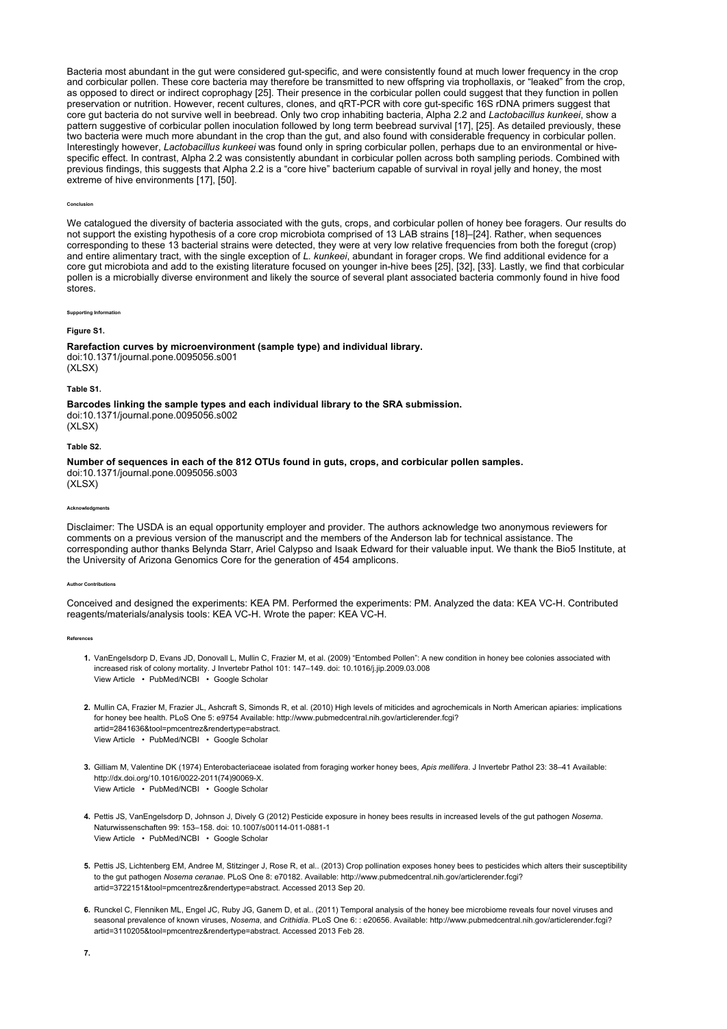Bacteria most abundant in the gut were considered gut-specific, and were consistently found at much lower frequency in the crop and corbicular pollen. These core bacteria may therefore be transmitted to new offspring via trophollaxis, or "leaked" from the crop, as opposed to direct or indirect coprophagy [25]. Their presence in the corbicular pollen could suggest that they function in pollen preservation or nutrition. However, recent cultures, clones, and qRT-PCR with core gut-specific 16S rDNA primers suggest that core gut bacteria do not survive well in beebread. Only two crop inhabiting bacteria, Alpha 2.2 and *Lactobacillus kunkeei*, show a pattern suggestive of corbicular pollen inoculation followed by long term beebread survival [17], [25]. As detailed previously, these two bacteria were much more abundant in the crop than the gut, and also found with considerable frequency in corbicular pollen. Interestingly however, *Lactobacillus kunkeei* was found only in spring corbicular pollen, perhaps due to an environmental or hive-specific effect. In contrast, Alpha 2.2 was consistently abundant in corbicular pollen across both sampling periods. Combined with previous findings, this suggests that Alpha 2.2 is a "core hive" bacterium capable of survival in royal jelly and honey, the most extreme of hive environments [17], [50].

## Conclusion

We catalogued the diversity of bacteria associated with the guts, crops, and corbicular pollen of honey bee foragers. Our results do not support the existing hypothesis of a core crop microbiota comprised of 13 LAB strains [18]–[24]. Rather, when sequences corresponding to these 13 bacterial strains were detected, they were at very low relative frequencies from both the foregut (crop) and entire alimentary tract, with the single exception of *L. kunkeei*, abundant in forager crops. We find additional evidence for a core gut microbiota and add to the existing literature focused on younger in-hive bees [25], [32], [33]. Lastly, we find that corbicular pollen is a microbially diverse environment and likely the source of several plant associated bacteria commonly found in hive food stores.

## Supporting Information

### Figure S1.

**Rarefaction curves by microenvironment (sample type) and individual library.**
doi:10.1371/journal.pone.0095056.s001
(XLSX)

### Table S1.

**Barcodes linking the sample types and each individual library to the SRA submission.**
doi:10.1371/journal.pone.0095056.s002
(XLSX)

### Table S2.

**Number of sequences in each of the 812 OTUs found in guts, crops, and corbicular pollen samples.**
doi:10.1371/journal.pone.0095056.s003
(XLSX)

## Acknowledgments

Disclaimer: The USDA is an equal opportunity employer and provider. The authors acknowledge two anonymous reviewers for comments on a previous version of the manuscript and the members of the Anderson lab for technical assistance. The corresponding author thanks Belynda Starr, Ariel Calypso and Isaak Edward for their valuable input. We thank the Bio5 Institute, at the University of Arizona Genomics Core for the generation of 454 amplicons.

## Author Contributions

Conceived and designed the experiments: KEA PM. Performed the experiments: PM. Analyzed the data: KEA VC-H. Contributed reagents/materials/analysis tools: KEA VC-H. Wrote the paper: KEA VC-H.

## References

1. VanEngelsdorp D, Evans JD, Donovall L, Mullin C, Frazier M, et al. (2009) "Entombed Pollen": A new condition in honey bee colonies associated with increased risk of colony mortality. J Invertebr Pathol 101: 147–149. doi: 10.1016/j.jip.2009.03.008
   View Article • PubMed/NCBI • Google Scholar

2. Mullin CA, Frazier M, Frazier JL, Ashcraft S, Simonds R, et al. (2010) High levels of miticides and agrochemicals in North American apiaries: implications for honey bee health. PLoS One 5: e9754 Available: http://www.pubmedcentral.nih.gov/articlerender.fcgi?artid=2841636&tool=pmcentrez&rendertype=abstract.
   View Article • PubMed/NCBI • Google Scholar

3. Gilliam M, Valentine DK (1974) Enterobacteriaceae isolated from foraging worker honey bees, *Apis mellifera*. J Invertebr Pathol 23: 38–41 Available: http://dx.doi.org/10.1016/0022-2011(74)90069-X.
   View Article • PubMed/NCBI • Google Scholar

4. Pettis JS, VanEngelsdorp D, Johnson J, Dively G (2012) Pesticide exposure in honey bees results in increased levels of the gut pathogen *Nosema*. Naturwissenschaften 99: 153–158. doi: 10.1007/s00114-011-0881-1
   View Article • PubMed/NCBI • Google Scholar

5. Pettis JS, Lichtenberg EM, Andree M, Stitzinger J, Rose R, et al.. (2013) Crop pollination exposes honey bees to pesticides which alters their susceptibility to the gut pathogen *Nosema ceranae*. PLoS One 8: e70182. Available: http://www.pubmedcentral.nih.gov/articlerender.fcgi?artid=3722151&tool=pmcentrez&rendertype=abstract. Accessed 2013 Sep 20.

6. Runckel C, Flenniken ML, Engel JC, Ruby JG, Ganem D, et al.. (2011) Temporal analysis of the honey bee microbiome reveals four novel viruses and seasonal prevalence of known viruses, *Nosema*, and *Crithidia*. PLoS One 6: : e20656. Available: http://www.pubmedcentral.nih.gov/articlerender.fcgi?artid=3110205&tool=pmcentrez&rendertype=abstract. Accessed 2013 Feb 28.

7.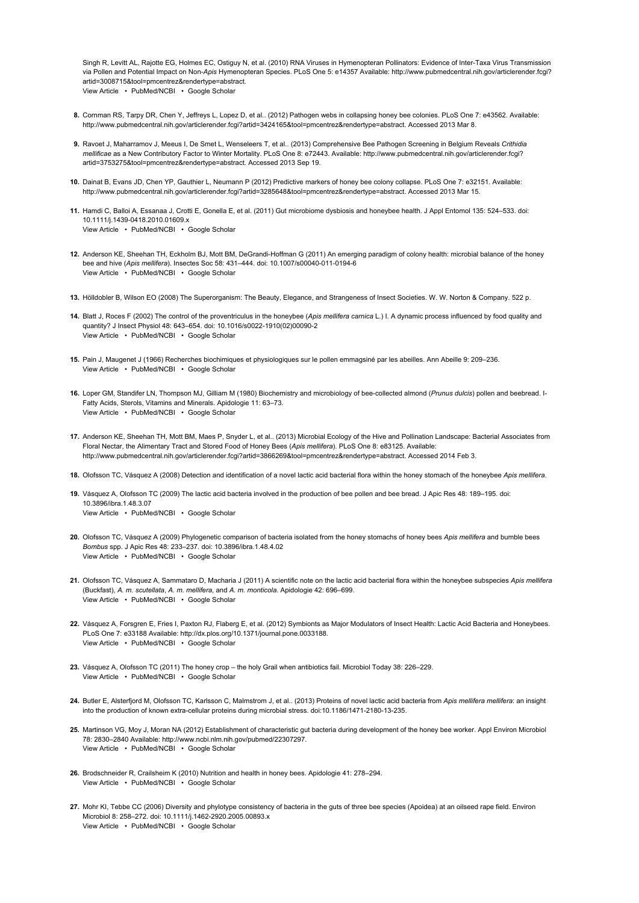Singh R, Levitt AL, Rajotte EG, Holmes EC, Ostiguy N, et al. (2010) RNA Viruses in Hymenopteran Pollinators: Evidence of Inter-Taxa Virus Transmission via Pollen and Potential Impact on Non-*Apis* Hymenopteran Species. PLoS One 5: e14357 Available: http://www.pubmedcentral.nih.gov/articlerender.fcgi?artid=3008715&tool=pmcentrez&rendertype=abstract.
View Article • PubMed/NCBI • Google Scholar

8. Cornman RS, Tarpy DR, Chen Y, Jeffreys L, Lopez D, et al.. (2012) Pathogen webs in collapsing honey bee colonies. PLoS One 7: e43562. Available: http://www.pubmedcentral.nih.gov/articlerender.fcgi?artid=3424165&tool=pmcentrez&rendertype=abstract. Accessed 2013 Mar 8.

9. Ravoet J, Maharramov J, Meeus I, De Smet L, Wenseleers T, et al.. (2013) Comprehensive Bee Pathogen Screening in Belgium Reveals *Crithidia mellificae* as a New Contributory Factor to Winter Mortality. PLoS One 8: e72443. Available: http://www.pubmedcentral.nih.gov/articlerender.fcgi?artid=3753275&tool=pmcentrez&rendertype=abstract. Accessed 2013 Sep 19.

10. Dainat B, Evans JD, Chen YP, Gauthier L, Neumann P (2012) Predictive markers of honey bee colony collapse. PLoS One 7: e32151. Available: http://www.pubmedcentral.nih.gov/articlerender.fcgi?artid=3285648&tool=pmcentrez&rendertype=abstract. Accessed 2013 Mar 15.

11. Hamdi C, Balloi A, Essanaa J, Crotti E, Gonella E, et al. (2011) Gut microbiome dysbiosis and honeybee health. J Appl Entomol 135: 524–533. doi: 10.1111/j.1439-0418.2010.01609.x
View Article • PubMed/NCBI • Google Scholar

12. Anderson KE, Sheehan TH, Eckholm BJ, Mott BM, DeGrandi-Hoffman G (2011) An emerging paradigm of colony health: microbial balance of the honey bee and hive (*Apis mellifera*). Insectes Soc 58: 431–444. doi: 10.1007/s00040-011-0194-6
View Article • PubMed/NCBI • Google Scholar

13. Hölldobler B, Wilson EO (2008) The Superorganism: The Beauty, Elegance, and Strangeness of Insect Societies. W. W. Norton & Company. 522 p.

14. Blatt J, Roces F (2002) The control of the proventriculus in the honeybee (*Apis mellifera carnica* L.) I. A dynamic process influenced by food quality and quantity? J Insect Physiol 48: 643–654. doi: 10.1016/s0022-1910(02)00090-2
View Article • PubMed/NCBI • Google Scholar

15. Pain J, Maugenet J (1966) Recherches biochimiques et physiologiques sur le pollen emmagsiné par les abeilles. Ann Abeille 9: 209–236.
View Article • PubMed/NCBI • Google Scholar

16. Loper GM, Standifer LN, Thompson MJ, Gilliam M (1980) Biochemistry and microbiology of bee-collected almond (*Prunus dulcis*) pollen and beebread. I-Fatty Acids, Sterols, Vitamins and Minerals. Apidologie 11: 63–73.
View Article • PubMed/NCBI • Google Scholar

17. Anderson KE, Sheehan TH, Mott BM, Maes P, Snyder L, et al.. (2013) Microbial Ecology of the Hive and Pollination Landscape: Bacterial Associates from Floral Nectar, the Alimentary Tract and Stored Food of Honey Bees (*Apis mellifera*). PLoS One 8: e83125. Available: http://www.pubmedcentral.nih.gov/articlerender.fcgi?artid=3866269&tool=pmcentrez&rendertype=abstract. Accessed 2014 Feb 3.

18. Olofsson TC, Vásquez A (2008) Detection and identification of a novel lactic acid bacterial flora within the honey stomach of the honeybee *Apis mellifera*.

19. Vásquez A, Olofsson TC (2009) The lactic acid bacteria involved in the production of bee pollen and bee bread. J Apic Res 48: 189–195. doi: 10.3896/ibra.1.48.3.07
View Article • PubMed/NCBI • Google Scholar

20. Olofsson TC, Vásquez A (2009) Phylogenetic comparison of bacteria isolated from the honey stomachs of honey bees *Apis mellifera* and bumble bees *Bombus* spp. J Apic Res 48: 233–237. doi: 10.3896/ibra.1.48.4.02
View Article • PubMed/NCBI • Google Scholar

21. Olofsson TC, Vásquez A, Sammataro D, Macharia J (2011) A scientific note on the lactic acid bacterial flora within the honeybee subspecies *Apis mellifera* (Buckfast), *A. m. scutellata*, *A. m. mellifera*, and *A. m. monticola*. Apidologie 42: 696–699.
View Article • PubMed/NCBI • Google Scholar

22. Vásquez A, Forsgren E, Fries I, Paxton RJ, Flaberg E, et al. (2012) Symbionts as Major Modulators of Insect Health: Lactic Acid Bacteria and Honeybees. PLoS One 7: e33188 Available: http://dx.plos.org/10.1371/journal.pone.0033188.
View Article • PubMed/NCBI • Google Scholar

23. Vásquez A, Olofsson TC (2011) The honey crop – the holy Grail when antibiotics fail. Microbiol Today 38: 226–229.
View Article • PubMed/NCBI • Google Scholar

24. Butler E, Alsterfjord M, Olofsson TC, Karlsson C, Malmstrom J, et al.. (2013) Proteins of novel lactic acid bacteria from *Apis mellifera mellifera*: an insight into the production of known extra-cellular proteins during microbial stress. doi:10.1186/1471-2180-13-235.

25. Martinson VG, Moy J, Moran NA (2012) Establishment of characteristic gut bacteria during development of the honey bee worker. Appl Environ Microbiol 78: 2830–2840 Available: http://www.ncbi.nlm.nih.gov/pubmed/22307297.
View Article • PubMed/NCBI • Google Scholar

26. Brodschneider R, Crailsheim K (2010) Nutrition and health in honey bees. Apidologie 41: 278–294.
View Article • PubMed/NCBI • Google Scholar

27. Mohr KI, Tebbe CC (2006) Diversity and phylotype consistency of bacteria in the guts of three bee species (Apoidea) at an oilseed rape field. Environ Microbiol 8: 258–272. doi: 10.1111/j.1462-2920.2005.00893.x
View Article • PubMed/NCBI • Google Scholar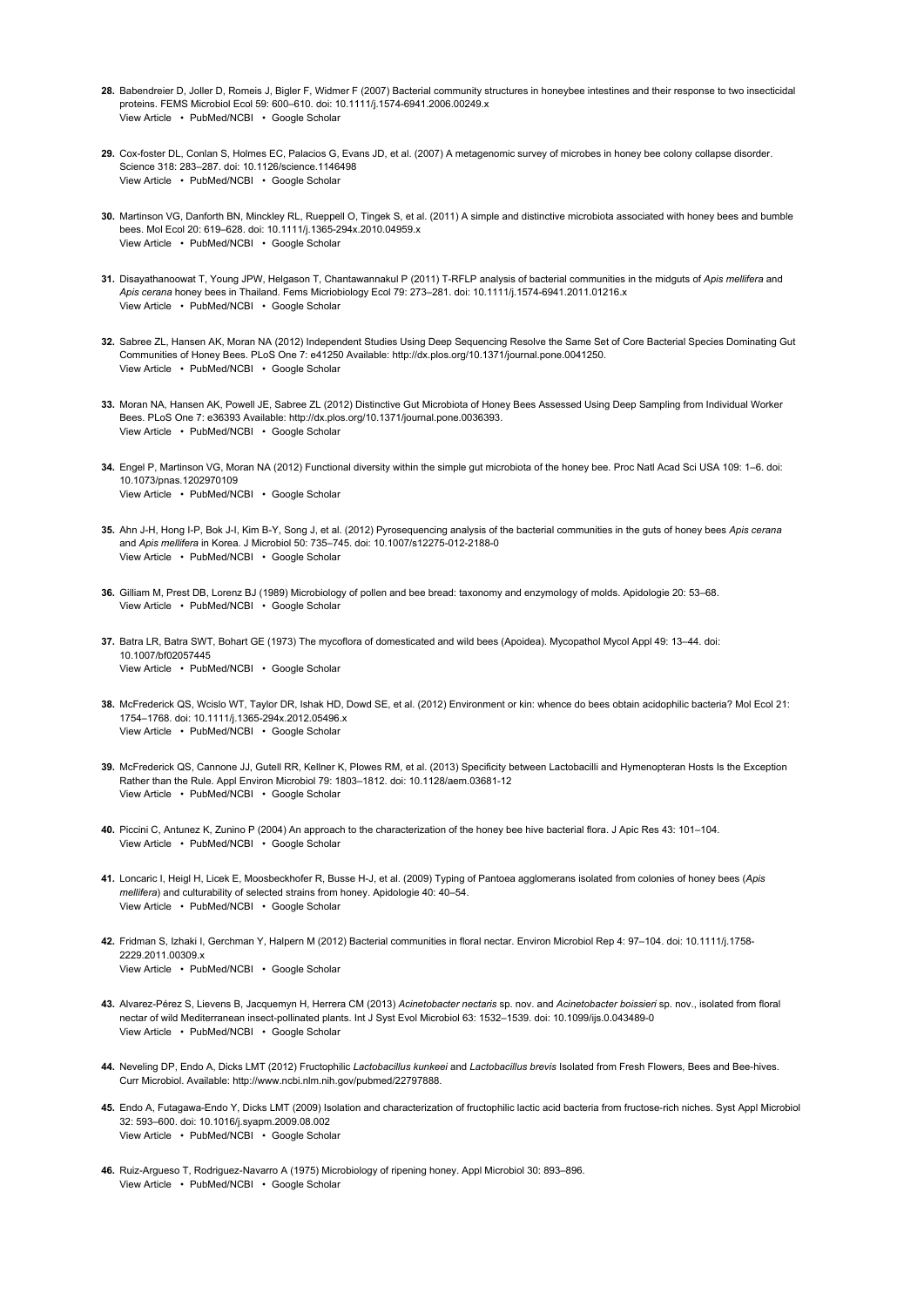28. Babendreier D, Joller D, Romeis J, Bigler F, Widmer F (2007) Bacterial community structures in honeybee intestines and their response to two insecticidal proteins. FEMS Microbiol Ecol 59: 600–610. doi: 10.1111/j.1574-6941.2006.00249.x
View Article • PubMed/NCBI • Google Scholar

29. Cox-foster DL, Conlan S, Holmes EC, Palacios G, Evans JD, et al. (2007) A metagenomic survey of microbes in honey bee colony collapse disorder. Science 318: 283–287. doi: 10.1126/science.1146498
View Article • PubMed/NCBI • Google Scholar

30. Martinson VG, Danforth BN, Minckley RL, Rueppell O, Tingek S, et al. (2011) A simple and distinctive microbiota associated with honey bees and bumble bees. Mol Ecol 20: 619–628. doi: 10.1111/j.1365-294x.2010.04959.x
View Article • PubMed/NCBI • Google Scholar

31. Disayathanoowat T, Young JPW, Helgason T, Chantawannakul P (2011) T-RFLP analysis of bacterial communities in the midguts of *Apis mellifera* and *Apis cerana* honey bees in Thailand. Fems Micriobiology Ecol 79: 273–281. doi: 10.1111/j.1574-6941.2011.01216.x
View Article • PubMed/NCBI • Google Scholar

32. Sabree ZL, Hansen AK, Moran NA (2012) Independent Studies Using Deep Sequencing Resolve the Same Set of Core Bacterial Species Dominating Gut Communities of Honey Bees. PLoS One 7: e41250 Available: http://dx.plos.org/10.1371/journal.pone.0041250.
View Article • PubMed/NCBI • Google Scholar

33. Moran NA, Hansen AK, Powell JE, Sabree ZL (2012) Distinctive Gut Microbiota of Honey Bees Assessed Using Deep Sampling from Individual Worker Bees. PLoS One 7: e36393. Available: http://dx.plos.org/10.1371/journal.pone.0036393.
View Article • PubMed/NCBI • Google Scholar

34. Engel P, Martinson VG, Moran NA (2012) Functional diversity within the simple gut microbiota of the honey bee. Proc Natl Acad Sci USA 109: 1–6. doi: 10.1073/pnas.1202970109
View Article • PubMed/NCBI • Google Scholar

35. Ahn J-H, Hong I-P, Bok J-I, Kim B-Y, Song J, et al. (2012) Pyrosequencing analysis of the bacterial communities in the guts of honey bees *Apis cerana* and *Apis mellifera* in Korea. J Microbiol 50: 735–745. doi: 10.1007/s12275-012-2188-0
View Article • PubMed/NCBI • Google Scholar

36. Gilliam M, Prest DB, Lorenz BJ (1989) Microbiology of pollen and bee bread: taxonomy and enzymology of molds. Apidologie 20: 53–68.
View Article • PubMed/NCBI • Google Scholar

37. Batra LR, Batra SWT, Bohart GE (1973) The mycoflora of domesticated and wild bees (Apoidea). Mycopathol Mycol Appl 49: 13–44. doi: 10.1007/bf02057445
View Article • PubMed/NCBI • Google Scholar

38. McFrederick QS, Wcislo WT, Taylor DR, Ishak HD, Dowd SE, et al. (2012) Environment or kin: whence do bees obtain acidophilic bacteria? Mol Ecol 21: 1754–1768. doi: 10.1111/j.1365-294x.2012.05496.x
View Article • PubMed/NCBI • Google Scholar

39. McFrederick QS, Cannone JJ, Gutell RR, Kellner K, Plowes RM, et al. (2013) Specificity between Lactobacilli and Hymenopteran Hosts Is the Exception Rather than the Rule. Appl Environ Microbiol 79: 1803–1812. doi: 10.1128/aem.03681-12
View Article • PubMed/NCBI • Google Scholar

40. Piccini C, Antunez K, Zunino P (2004) An approach to the characterization of the honey bee hive bacterial flora. J Apic Res 43: 101–104.
View Article • PubMed/NCBI • Google Scholar

41. Loncaric I, Heigl H, Licek E, Moosbeckhofer R, Busse H-J, et al. (2009) Typing of Pantoea agglomerans isolated from colonies of honey bees (*Apis mellifera*) and culturability of selected strains from honey. Apidologie 40: 40–54.
View Article • PubMed/NCBI • Google Scholar

42. Fridman S, Izhaki I, Gerchman Y, Halpern M (2012) Bacterial communities in floral nectar. Environ Microbiol Rep 4: 97–104. doi: 10.1111/j.1758-2229.2011.00309.x
View Article • PubMed/NCBI • Google Scholar

43. Alvarez-Pérez S, Lievens B, Jacquemyn H, Herrera CM (2013) *Acinetobacter nectaris* sp. nov. and *Acinetobacter boissieri* sp. nov., isolated from floral nectar of wild Mediterranean insect-pollinated plants. Int J Syst Evol Microbiol 63: 1532–1539. doi: 10.1099/ijs.0.043489-0
View Article • PubMed/NCBI • Google Scholar

44. Neveling DP, Endo A, Dicks LMT (2012) Fructophilic *Lactobacillus kunkeei* and *Lactobacillus brevis* Isolated from Fresh Flowers, Bees and Bee-hives. Curr Microbiol. Available: http://www.ncbi.nlm.nih.gov/pubmed/22797888.

45. Endo A, Futagawa-Endo Y, Dicks LMT (2009) Isolation and characterization of fructophilic lactic acid bacteria from fructose-rich niches. Syst Appl Microbiol 32: 593–600. doi: 10.1016/j.syapm.2009.08.002
View Article • PubMed/NCBI • Google Scholar

46. Ruiz-Argueso T, Rodriguez-Navarro A (1975) Microbiology of ripening honey. Appl Microbiol 30: 893–896.
View Article • PubMed/NCBI • Google Scholar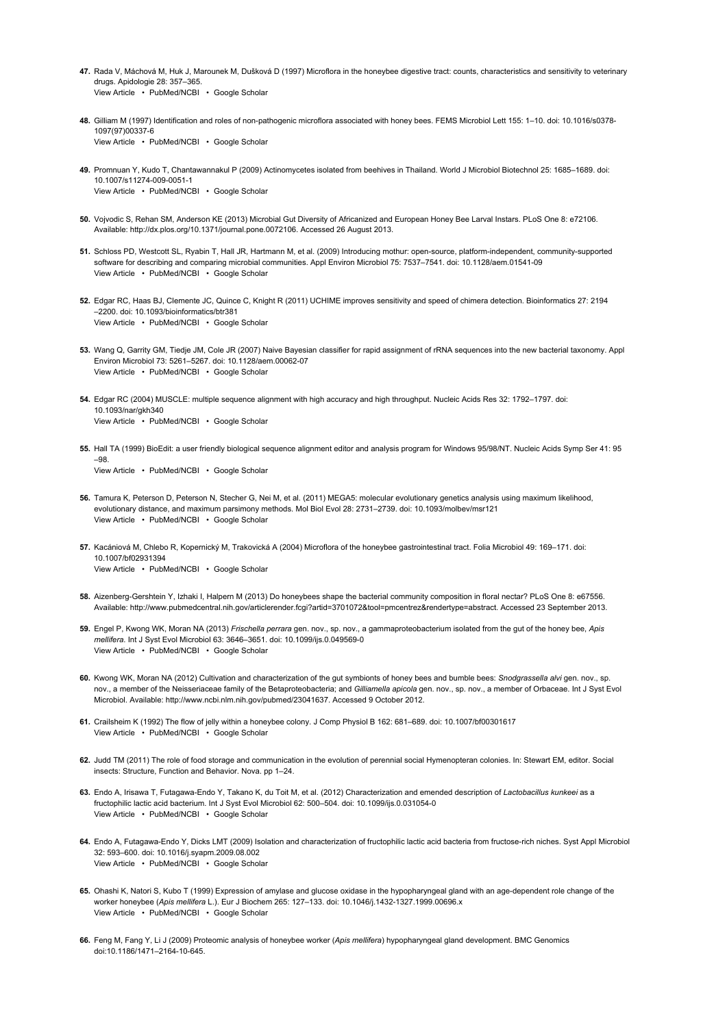47. Rada V, Máchová M, Huk J, Marounek M, Dušková D (1997) Microflora in the honeybee digestive tract: counts, characteristics and sensitivity to veterinary drugs. Apidologie 28: 357–365.
View Article • PubMed/NCBI • Google Scholar

48. Gilliam M (1997) Identification and roles of non-pathogenic microflora associated with honey bees. FEMS Microbiol Lett 155: 1–10. doi: 10.1016/s0378-1097(97)00337-6
View Article • PubMed/NCBI • Google Scholar

49. Promnuan Y, Kudo T, Chantawannakul P (2009) Actinomycetes isolated from beehives in Thailand. World J Microbiol Biotechnol 25: 1685–1689. doi: 10.1007/s11274-009-0051-1
View Article • PubMed/NCBI • Google Scholar

50. Vojvodic S, Rehan SM, Anderson KE (2013) Microbial Gut Diversity of Africanized and European Honey Bee Larval Instars. PLoS One 8: e72106. Available: http://dx.plos.org/10.1371/journal.pone.0072106. Accessed 26 August 2013.

51. Schloss PD, Westcott SL, Ryabin T, Hall JR, Hartmann M, et al. (2009) Introducing mothur: open-source, platform-independent, community-supported software for describing and comparing microbial communities. Appl Environ Microbiol 75: 7537–7541. doi: 10.1128/aem.01541-09
View Article • PubMed/NCBI • Google Scholar

52. Edgar RC, Haas BJ, Clemente JC, Quince C, Knight R (2011) UCHIME improves sensitivity and speed of chimera detection. Bioinformatics 27: 2194–2200. doi: 10.1093/bioinformatics/btr381
View Article • PubMed/NCBI • Google Scholar

53. Wang Q, Garrity GM, Tiedje JM, Cole JR (2007) Naive Bayesian classifier for rapid assignment of rRNA sequences into the new bacterial taxonomy. Appl Environ Microbiol 73: 5261–5267. doi: 10.1128/aem.00062-07
View Article • PubMed/NCBI • Google Scholar

54. Edgar RC (2004) MUSCLE: multiple sequence alignment with high accuracy and high throughput. Nucleic Acids Res 32: 1792–1797. doi: 10.1093/nar/gkh340
View Article • PubMed/NCBI • Google Scholar

55. Hall TA (1999) BioEdit: a user friendly biological sequence alignment editor and analysis program for Windows 95/98/NT. Nucleic Acids Symp Ser 41: 95–98.
View Article • PubMed/NCBI • Google Scholar

56. Tamura K, Peterson D, Peterson N, Stecher G, Nei M, et al. (2011) MEGA5: molecular evolutionary genetics analysis using maximum likelihood, evolutionary distance, and maximum parsimony methods. Mol Biol Evol 28: 2731–2739. doi: 10.1093/molbev/msr121
View Article • PubMed/NCBI • Google Scholar

57. Kacániová M, Chlebo R, Kopernický M, Trakovická A (2004) Microflora of the honeybee gastrointestinal tract. Folia Microbiol 49: 169–171. doi: 10.1007/bf02931394
View Article • PubMed/NCBI • Google Scholar

58. Aizenberg-Gershtein Y, Izhaki I, Halpern M (2013) Do honeybees shape the bacterial community composition in floral nectar? PLoS One 8: e67556. Available: http://www.pubmedcentral.nih.gov/articlerender.fcgi?artid=3701072&tool=pmcentrez&rendertype=abstract. Accessed 23 September 2013.

59. Engel P, Kwong WK, Moran NA (2013) *Frischella perrara* gen. nov., sp. nov., a gammaproteobacterium isolated from the gut of the honey bee, *Apis mellifera*. Int J Syst Evol Microbiol 63: 3646–3651. doi: 10.1099/ijs.0.049569-0
View Article • PubMed/NCBI • Google Scholar

60. Kwong WK, Moran NA (2012) Cultivation and characterization of the gut symbionts of honey bees and bumble bees: *Snodgrassella alvi* gen. nov., sp. nov., a member of the Neisseriaceae family of the Betaproteobacteria; and *Gilliamella apicola* gen. nov., sp. nov., a member of Orbaceae. Int J Syst Evol Microbiol. Available: http://www.ncbi.nlm.nih.gov/pubmed/23041637. Accessed 9 October 2012.

61. Crailsheim K (1992) The flow of jelly within a honeybee colony. J Comp Physiol B 162: 681–689. doi: 10.1007/bf00301617
View Article • PubMed/NCBI • Google Scholar

62. Judd TM (2011) The role of food storage and communication in the evolution of perennial social Hymenopteran colonies. In: Stewart EM, editor. Social insects: Structure, Function and Behavior. Nova. pp 1–24.

63. Endo A, Irisawa T, Futagawa-Endo Y, Takano K, du Toit M, et al. (2012) Characterization and emended description of *Lactobacillus kunkeei* as a fructophilic lactic acid bacterium. Int J Syst Evol Microbiol 62: 500–504. doi: 10.1099/ijs.0.031054-0
View Article • PubMed/NCBI • Google Scholar

64. Endo A, Futagawa-Endo Y, Dicks LMT (2009) Isolation and characterization of fructophilic lactic acid bacteria from fructose-rich niches. Syst Appl Microbiol 32: 593–600. doi: 10.1016/j.syapm.2009.08.002
View Article • PubMed/NCBI • Google Scholar

65. Ohashi K, Natori S, Kubo T (1999) Expression of amylase and glucose oxidase in the hypopharyngeal gland with an age-dependent role change of the worker honeybee (*Apis mellifera* L.). Eur J Biochem 265: 127–133. doi: 10.1046/j.1432-1327.1999.00696.x
View Article • PubMed/NCBI • Google Scholar

66. Feng M, Fang Y, Li J (2009) Proteomic analysis of honeybee worker (*Apis mellifera*) hypopharyngeal gland development. BMC Genomics doi:10.1186/1471–2164-10-645.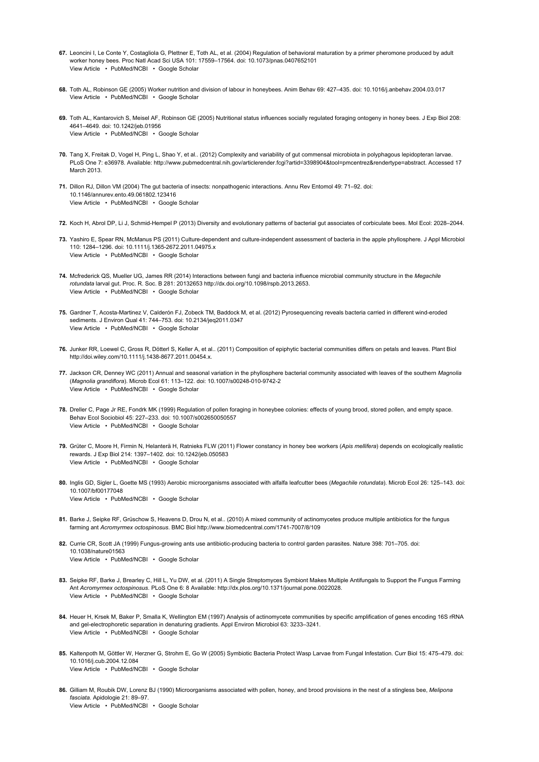67. Leoncini I, Le Conte Y, Costagliola G, Plettner E, Toth AL, et al. (2004) Regulation of behavioral maturation by a primer pheromone produced by adult worker honey bees. Proc Natl Acad Sci USA 101: 17559–17564. doi: 10.1073/pnas.0407652101
View Article • PubMed/NCBI • Google Scholar

68. Toth AL, Robinson GE (2005) Worker nutrition and division of labour in honeybees. Anim Behav 69: 427–435. doi: 10.1016/j.anbehav.2004.03.017
View Article • PubMed/NCBI • Google Scholar

69. Toth AL, Kantarovich S, Meisel AF, Robinson GE (2005) Nutritional status influences socially regulated foraging ontogeny in honey bees. J Exp Biol 208: 4641–4649. doi: 10.1242/jeb.01956
View Article • PubMed/NCBI • Google Scholar

70. Tang X, Freitak D, Vogel H, Ping L, Shao Y, et al.. (2012) Complexity and variability of gut commensal microbiota in polyphagous lepidopteran larvae. PLoS One 7: e36978. Available: http://www.pubmedcentral.nih.gov/articlerender.fcgi?artid=3398904&tool=pmcentrez&rendertype=abstract. Accessed 17 March 2013.

71. Dillon RJ, Dillon VM (2004) The gut bacteria of insects: nonpathogenic interactions. Annu Rev Entomol 49: 71–92. doi: 10.1146/annurev.ento.49.061802.123416
View Article • PubMed/NCBI • Google Scholar

72. Koch H, Abrol DP, Li J, Schmid-Hempel P (2013) Diversity and evolutionary patterns of bacterial gut associates of corbiculate bees. Mol Ecol: 2028–2044.

73. Yashiro E, Spear RN, McManus PS (2011) Culture-dependent and culture-independent assessment of bacteria in the apple phyllosphere. J Appl Microbiol 110: 1284–1296. doi: 10.1111/j.1365-2672.2011.04975.x
View Article • PubMed/NCBI • Google Scholar

74. Mcfrederick QS, Mueller UG, James RR (2014) Interactions between fungi and bacteria influence microbial community structure in the *Megachile rotundata* larval gut. Proc. R. Soc. B 281: 20132653 http://dx.doi.org/10.1098/rspb.2013.2653.
View Article • PubMed/NCBI • Google Scholar

75. Gardner T, Acosta-Martinez V, Calderón FJ, Zobeck TM, Baddock M, et al. (2012) Pyrosequencing reveals bacteria carried in different wind-eroded sediments. J Environ Qual 41: 744–753. doi: 10.2134/jeq2011.0347
View Article • PubMed/NCBI • Google Scholar

76. Junker RR, Loewel C, Gross R, Dötterl S, Keller A, et al.. (2011) Composition of epiphytic bacterial communities differs on petals and leaves. Plant Biol http://doi.wiley.com/10.1111/j.1438-8677.2011.00454.x.

77. Jackson CR, Denney WC (2011) Annual and seasonal variation in the phyllosphere bacterial community associated with leaves of the southern *Magnolia* (*Magnolia grandiflora*). Microb Ecol 61: 113–122. doi: 10.1007/s00248-010-9742-2
View Article • PubMed/NCBI • Google Scholar

78. Dreller C, Page Jr RE, Fondrk MK (1999) Regulation of pollen foraging in honeybee colonies: effects of young brood, stored pollen, and empty space. Behav Ecol Sociobiol 45: 227–233. doi: 10.1007/s002650050557
View Article • PubMed/NCBI • Google Scholar

79. Grüter C, Moore H, Firmin N, Helanterä H, Ratnieks FLW (2011) Flower constancy in honey bee workers (*Apis mellifera*) depends on ecologically realistic rewards. J Exp Biol 214: 1397–1402. doi: 10.1242/jeb.050583
View Article • PubMed/NCBI • Google Scholar

80. Inglis GD, Sigler L, Goette MS (1993) Aerobic microorganisms associated with alfalfa leafcutter bees (*Megachile rotundata*). Microb Ecol 26: 125–143. doi: 10.1007/bf00177048
View Article • PubMed/NCBI • Google Scholar

81. Barke J, Seipke RF, Grüschow S, Heavens D, Drou N, et al.. (2010) A mixed community of actinomycetes produce multiple antibiotics for the fungus farming ant *Acromyrmex octospinosus*. BMC Biol http://www.biomedcentral.com/1741-7007/8/109

82. Currie CR, Scott JA (1999) Fungus-growing ants use antibiotic-producing bacteria to control garden parasites. Nature 398: 701–705. doi: 10.1038/nature01563
View Article • PubMed/NCBI • Google Scholar

83. Seipke RF, Barke J, Brearley C, Hill L, Yu DW, et al. (2011) A Single Streptomyces Symbiont Makes Multiple Antifungals to Support the Fungus Farming Ant *Acromyrmex octospinosus*. PLoS One 6: 8 Available: http://dx.plos.org/10.1371/journal.pone.0022028.
View Article • PubMed/NCBI • Google Scholar

84. Heuer H, Krsek M, Baker P, Smalla K, Wellington EM (1997) Analysis of actinomycete communities by specific amplification of genes encoding 16S rRNA and gel-electrophoretic separation in denaturing gradients. Appl Environ Microbiol 63: 3233–3241.
View Article • PubMed/NCBI • Google Scholar

85. Kaltenpoth M, Göttler W, Herzner G, Strohm E, Go W (2005) Symbiotic Bacteria Protect Wasp Larvae from Fungal Infestation. Curr Biol 15: 475–479. doi: 10.1016/j.cub.2004.12.084
View Article • PubMed/NCBI • Google Scholar

86. Gilliam M, Roubik DW, Lorenz BJ (1990) Microorganisms associated with pollen, honey, and brood provisions in the nest of a stingless bee, *Melipona fasciata*. Apidologie 21: 89–97.
View Article • PubMed/NCBI • Google Scholar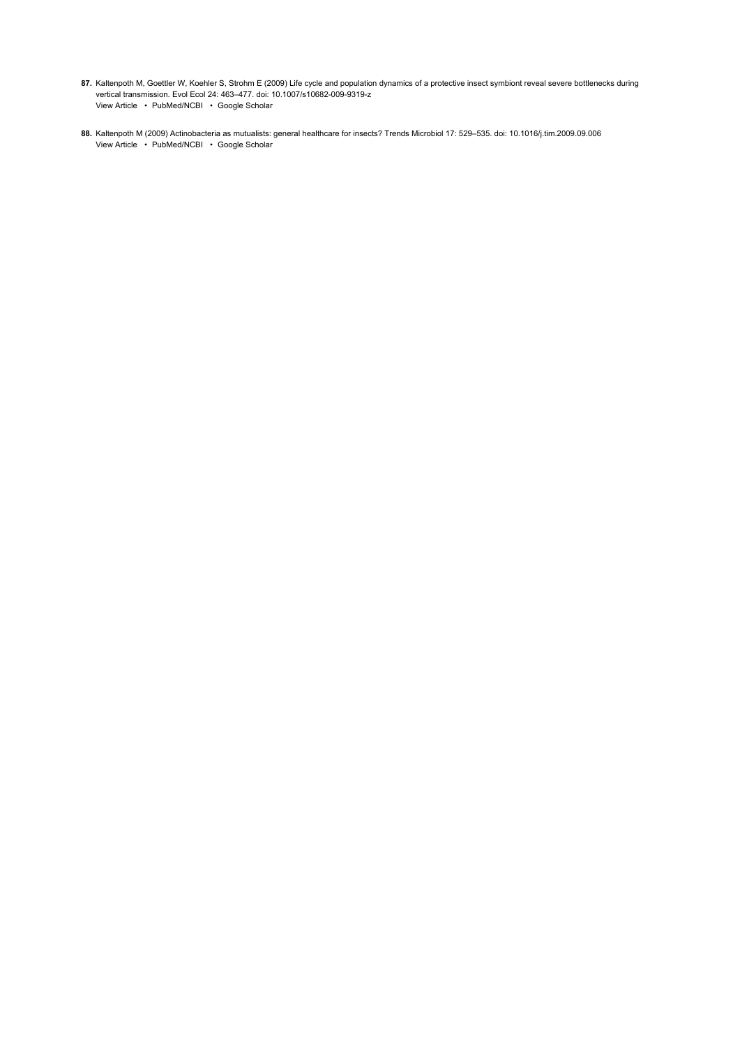87. Kaltenpoth M, Goettler W, Koehler S, Strohm E (2009) Life cycle and population dynamics of a protective insect symbiont reveal severe bottlenecks during vertical transmission. Evol Ecol 24: 463–477. doi: 10.1007/s10682-009-9319-z
View Article • PubMed/NCBI • Google Scholar

88. Kaltenpoth M (2009) Actinobacteria as mutualists: general healthcare for insects? Trends Microbiol 17: 529–535. doi: 10.1016/j.tim.2009.09.006
View Article • PubMed/NCBI • Google Scholar